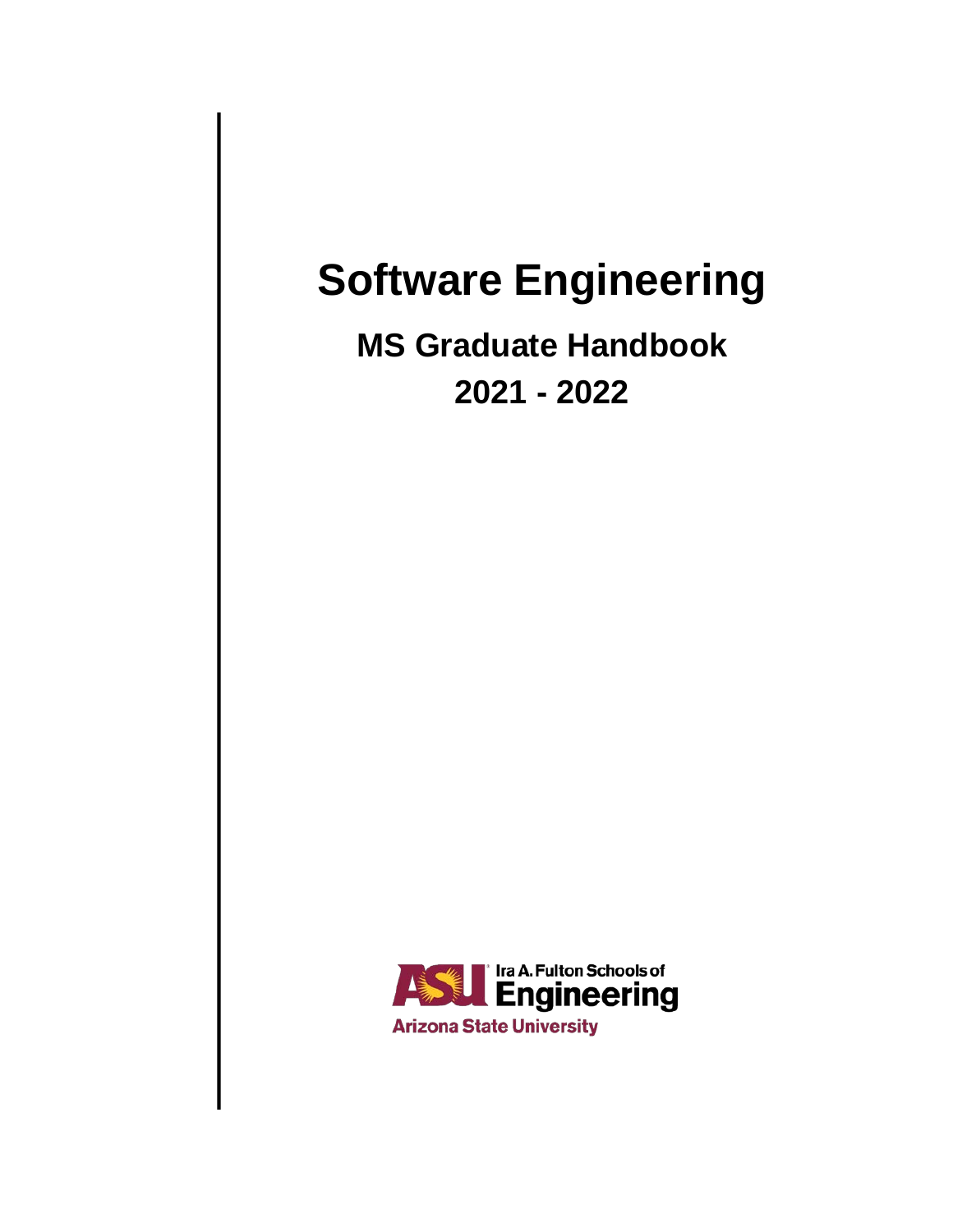# Software Engineering

## MS Graduate Handbook

## 2021 - 2022

Ira A. Fulton Schools of Engineering

Arizona State University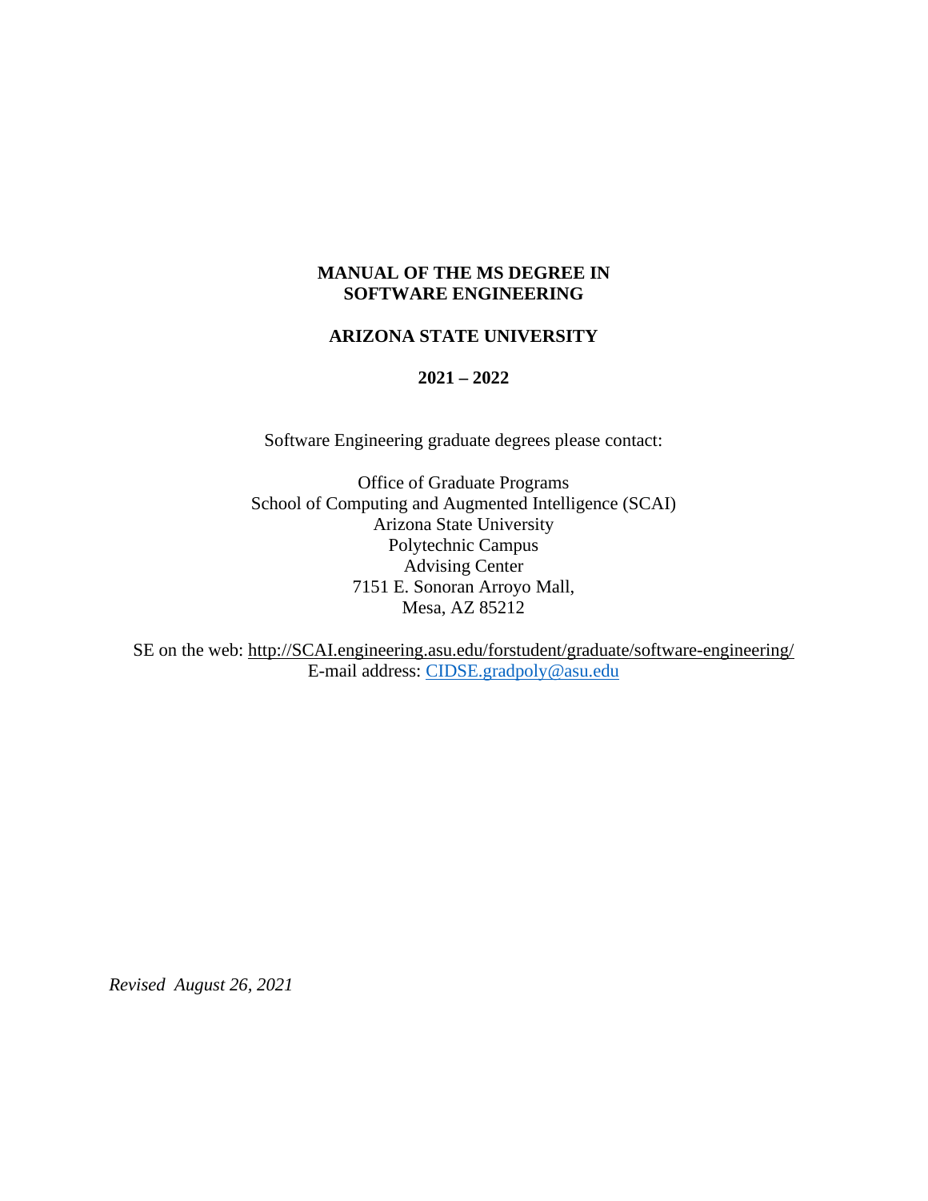# MANUAL OF THE MS DEGREE IN SOFTWARE ENGINEERING

## ARIZONA STATE UNIVERSITY

## 2021 – 2022

Software Engineering graduate degrees please contact:

Office of Graduate Programs
School of Computing and Augmented Intelligence (SCAI)
Arizona State University
Polytechnic Campus
Advising Center
7151 E. Sonoran Arroyo Mall,
Mesa, AZ 85212

SE on the web: http://SCAI.engineering.asu.edu/forstudent/graduate/software-engineering/
E-mail address: CIDSE.gradpoly@asu.edu

*Revised August 26, 2021*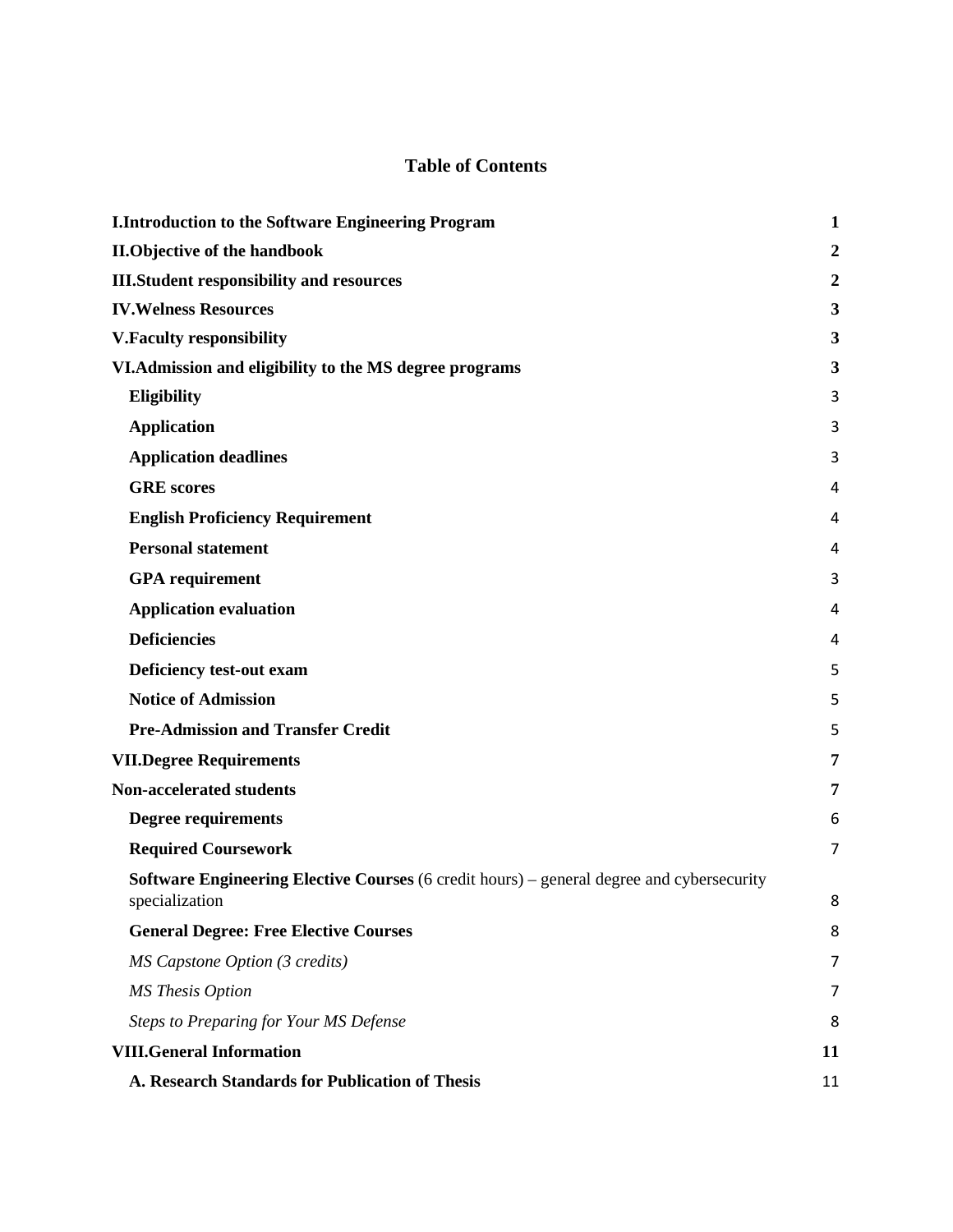# Table of Contents

| | |
|---|---|
| **I.Introduction to the Software Engineering Program** | **1** |
| **II.Objective of the handbook** | **2** |
| **III.Student responsibility and resources** | **2** |
| **IV.Welness Resources** | **3** |
| **V.Faculty responsibility** | **3** |
| **VI.Admission and eligibility to the MS degree programs** | **3** |
| **Eligibility** | 3 |
| **Application** | 3 |
| **Application deadlines** | 3 |
| **GRE scores** | 4 |
| **English Proficiency Requirement** | 4 |
| **Personal statement** | 4 |
| **GPA requirement** | 3 |
| **Application evaluation** | 4 |
| **Deficiencies** | 4 |
| **Deficiency test-out exam** | 5 |
| **Notice of Admission** | 5 |
| **Pre-Admission and Transfer Credit** | 5 |
| **VII.Degree Requirements** | **7** |
| **Non-accelerated students** | **7** |
| **Degree requirements** | 6 |
| **Required Coursework** | 7 |
| **Software Engineering Elective Courses** (6 credit hours) – general degree and cybersecurity specialization | 8 |
| **General Degree: Free Elective Courses** | 8 |
| *MS Capstone Option (3 credits)* | 7 |
| *MS Thesis Option* | 7 |
| *Steps to Preparing for Your MS Defense* | 8 |
| **VIII.General Information** | **11** |
| **A. Research Standards for Publication of Thesis** | 11 |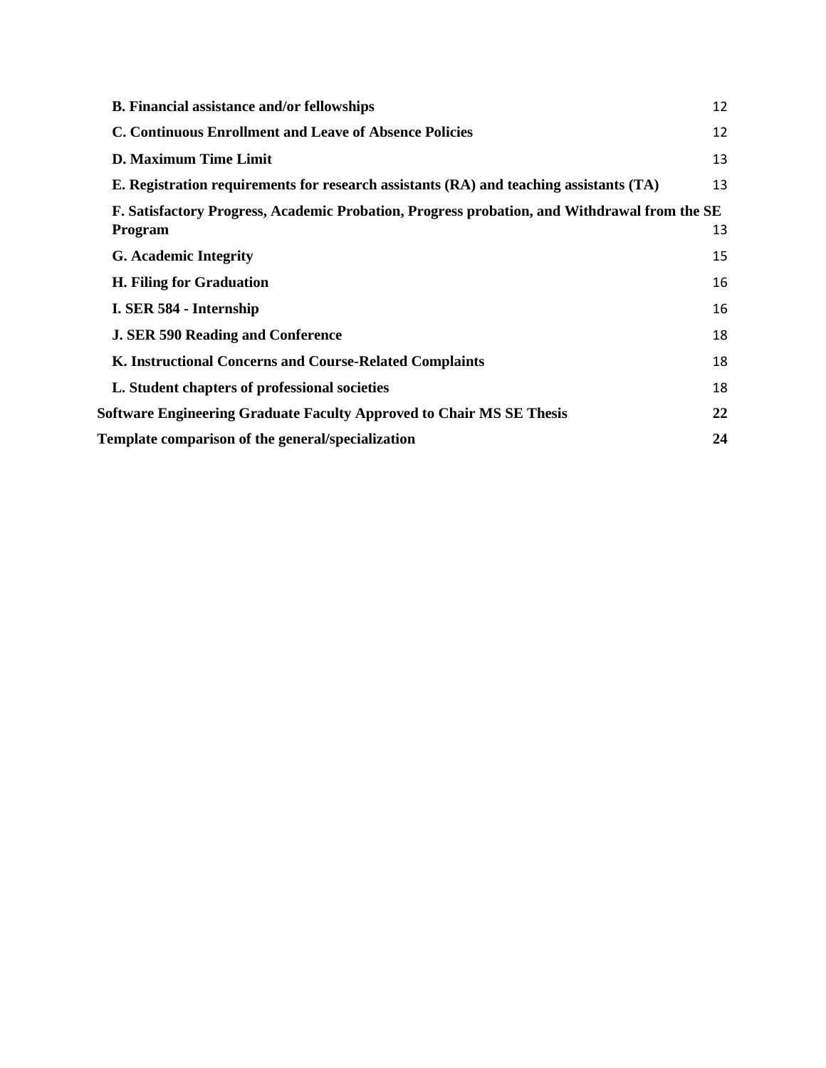**B. Financial assistance and/or fellowships** 12

**C. Continuous Enrollment and Leave of Absence Policies** 12

**D. Maximum Time Limit** 13

**E. Registration requirements for research assistants (RA) and teaching assistants (TA)** 13

**F. Satisfactory Progress, Academic Probation, Progress probation, and Withdrawal from the SE Program** 13

**G. Academic Integrity** 15

**H. Filing for Graduation** 16

**I. SER 584 - Internship** 16

**J. SER 590 Reading and Conference** 18

**K. Instructional Concerns and Course-Related Complaints** 18

**L. Student chapters of professional societies** 18

**Software Engineering Graduate Faculty Approved to Chair MS SE Thesis** **22**

**Template comparison of the general/specialization** **24**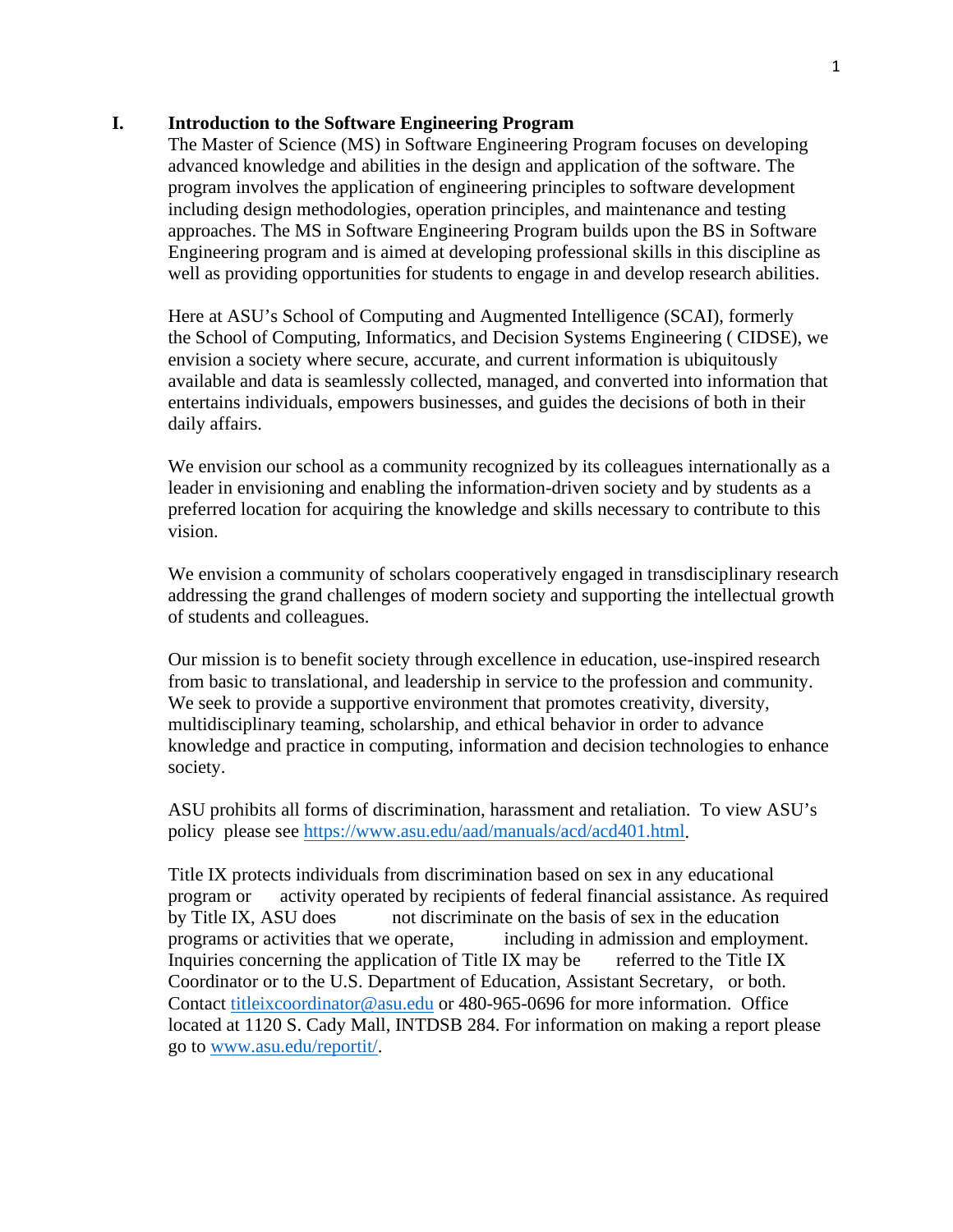# I. Introduction to the Software Engineering Program

The Master of Science (MS) in Software Engineering Program focuses on developing advanced knowledge and abilities in the design and application of the software. The program involves the application of engineering principles to software development including design methodologies, operation principles, and maintenance and testing approaches. The MS in Software Engineering Program builds upon the BS in Software Engineering program and is aimed at developing professional skills in this discipline as well as providing opportunities for students to engage in and develop research abilities.

Here at ASU's School of Computing and Augmented Intelligence (SCAI), formerly the School of Computing, Informatics, and Decision Systems Engineering ( CIDSE), we envision a society where secure, accurate, and current information is ubiquitously available and data is seamlessly collected, managed, and converted into information that entertains individuals, empowers businesses, and guides the decisions of both in their daily affairs.

We envision our school as a community recognized by its colleagues internationally as a leader in envisioning and enabling the information-driven society and by students as a preferred location for acquiring the knowledge and skills necessary to contribute to this vision.

We envision a community of scholars cooperatively engaged in transdisciplinary research addressing the grand challenges of modern society and supporting the intellectual growth of students and colleagues.

Our mission is to benefit society through excellence in education, use-inspired research from basic to translational, and leadership in service to the profession and community. We seek to provide a supportive environment that promotes creativity, diversity, multidisciplinary teaming, scholarship, and ethical behavior in order to advance knowledge and practice in computing, information and decision technologies to enhance society.

ASU prohibits all forms of discrimination, harassment and retaliation. To view ASU's policy please see [https://www.asu.edu/aad/manuals/acd/acd401.html](https://www.asu.edu/aad/manuals/acd/acd401.html).

Title IX protects individuals from discrimination based on sex in any educational program or activity operated by recipients of federal financial assistance. As required by Title IX, ASU does not discriminate on the basis of sex in the education programs or activities that we operate, including in admission and employment. Inquiries concerning the application of Title IX may be referred to the Title IX Coordinator or to the U.S. Department of Education, Assistant Secretary, or both. Contact [titleixcoordinator@asu.edu](mailto:titleixcoordinator@asu.edu) or 480-965-0696 for more information. Office located at 1120 S. Cady Mall, INTDSB 284. For information on making a report please go to [www.asu.edu/reportit/](www.asu.edu/reportit/).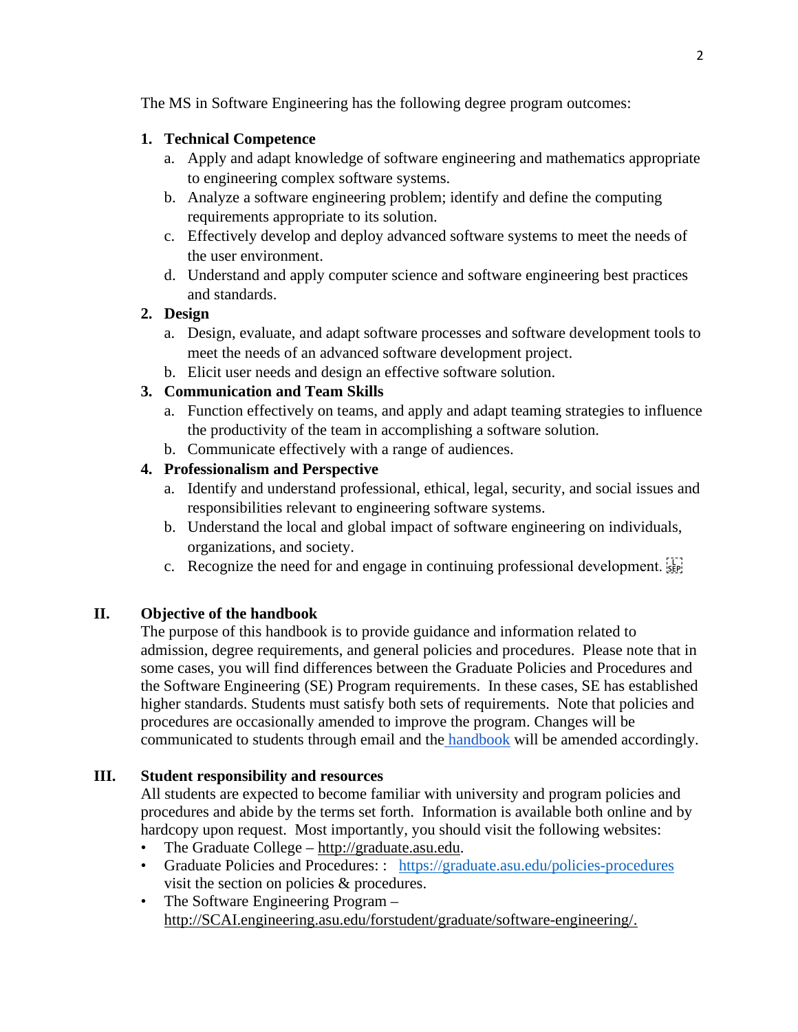The MS in Software Engineering has the following degree program outcomes:

1. **Technical Competence**
   a. Apply and adapt knowledge of software engineering and mathematics appropriate to engineering complex software systems.
   b. Analyze a software engineering problem; identify and define the computing requirements appropriate to its solution.
   c. Effectively develop and deploy advanced software systems to meet the needs of the user environment.
   d. Understand and apply computer science and software engineering best practices and standards.
2. **Design**
   a. Design, evaluate, and adapt software processes and software development tools to meet the needs of an advanced software development project.
   b. Elicit user needs and design an effective software solution.
3. **Communication and Team Skills**
   a. Function effectively on teams, and apply and adapt teaming strategies to influence the productivity of the team in accomplishing a software solution.
   b. Communicate effectively with a range of audiences.
4. **Professionalism and Perspective**
   a. Identify and understand professional, ethical, legal, security, and social issues and responsibilities relevant to engineering software systems.
   b. Understand the local and global impact of software engineering on individuals, organizations, and society.
   c. Recognize the need for and engage in continuing professional development.

## II. Objective of the handbook

The purpose of this handbook is to provide guidance and information related to admission, degree requirements, and general policies and procedures. Please note that in some cases, you will find differences between the Graduate Policies and Procedures and the Software Engineering (SE) Program requirements. In these cases, SE has established higher standards. Students must satisfy both sets of requirements. Note that policies and procedures are occasionally amended to improve the program. Changes will be communicated to students through email and the handbook will be amended accordingly.

## III. Student responsibility and resources

All students are expected to become familiar with university and program policies and procedures and abide by the terms set forth. Information is available both online and by hardcopy upon request. Most importantly, you should visit the following websites:

- The Graduate College – http://graduate.asu.edu.
- Graduate Policies and Procedures: : https://graduate.asu.edu/policies-procedures visit the section on policies & procedures.
- The Software Engineering Program – http://SCAI.engineering.asu.edu/forstudent/graduate/software-engineering/.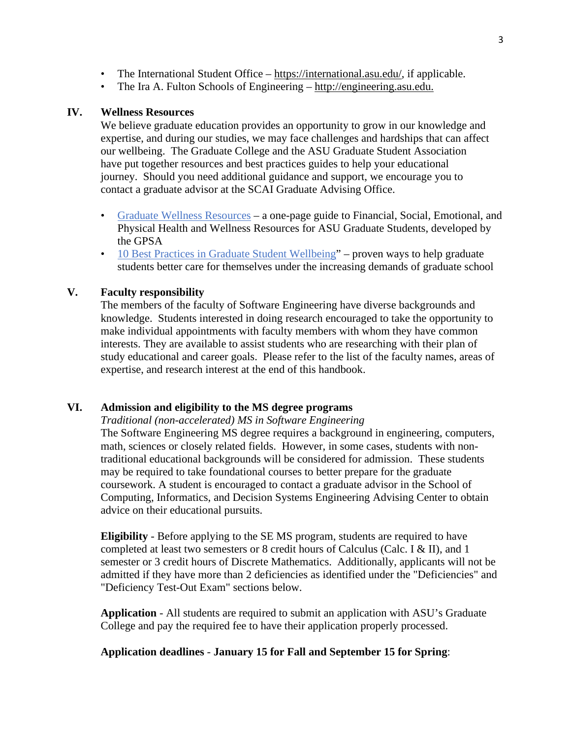- The International Student Office – https://international.asu.edu/, if applicable.
- The Ira A. Fulton Schools of Engineering – http://engineering.asu.edu.

## IV. Wellness Resources

We believe graduate education provides an opportunity to grow in our knowledge and expertise, and during our studies, we may face challenges and hardships that can affect our wellbeing. The Graduate College and the ASU Graduate Student Association have put together resources and best practices guides to help your educational journey. Should you need additional guidance and support, we encourage you to contact a graduate advisor at the SCAI Graduate Advising Office.

- Graduate Wellness Resources – a one-page guide to Financial, Social, Emotional, and Physical Health and Wellness Resources for ASU Graduate Students, developed by the GPSA
- 10 Best Practices in Graduate Student Wellbeing" – proven ways to help graduate students better care for themselves under the increasing demands of graduate school

## V. Faculty responsibility

The members of the faculty of Software Engineering have diverse backgrounds and knowledge. Students interested in doing research encouraged to take the opportunity to make individual appointments with faculty members with whom they have common interests. They are available to assist students who are researching with their plan of study educational and career goals. Please refer to the list of the faculty names, areas of expertise, and research interest at the end of this handbook.

## VI. Admission and eligibility to the MS degree programs

*Traditional (non-accelerated) MS in Software Engineering*

The Software Engineering MS degree requires a background in engineering, computers, math, sciences or closely related fields. However, in some cases, students with non-traditional educational backgrounds will be considered for admission. These students may be required to take foundational courses to better prepare for the graduate coursework. A student is encouraged to contact a graduate advisor in the School of Computing, Informatics, and Decision Systems Engineering Advising Center to obtain advice on their educational pursuits.

**Eligibility** - Before applying to the SE MS program, students are required to have completed at least two semesters or 8 credit hours of Calculus (Calc. I & II), and 1 semester or 3 credit hours of Discrete Mathematics. Additionally, applicants will not be admitted if they have more than 2 deficiencies as identified under the "Deficiencies" and "Deficiency Test-Out Exam" sections below.

**Application** - All students are required to submit an application with ASU's Graduate College and pay the required fee to have their application properly processed.

**Application deadlines** - **January 15 for Fall and September 15 for Spring**: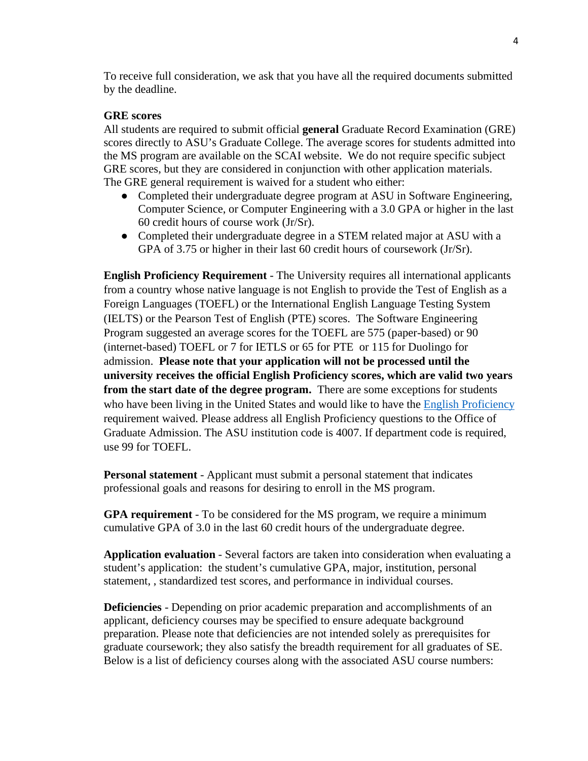To receive full consideration, we ask that you have all the required documents submitted by the deadline.

**GRE scores**

All students are required to submit official **general** Graduate Record Examination (GRE) scores directly to ASU's Graduate College. The average scores for students admitted into the MS program are available on the SCAI website. We do not require specific subject GRE scores, but they are considered in conjunction with other application materials. The GRE general requirement is waived for a student who either:

- Completed their undergraduate degree program at ASU in Software Engineering, Computer Science, or Computer Engineering with a 3.0 GPA or higher in the last 60 credit hours of course work (Jr/Sr).
- Completed their undergraduate degree in a STEM related major at ASU with a GPA of 3.75 or higher in their last 60 credit hours of coursework (Jr/Sr).

**English Proficiency Requirement** - The University requires all international applicants from a country whose native language is not English to provide the Test of English as a Foreign Languages (TOEFL) or the International English Language Testing System (IELTS) or the Pearson Test of English (PTE) scores. The Software Engineering Program suggested an average scores for the TOEFL are 575 (paper-based) or 90 (internet-based) TOEFL or 7 for IETLS or 65 for PTE or 115 for Duolingo for admission. **Please note that your application will not be processed until the university receives the official English Proficiency scores, which are valid two years from the start date of the degree program.** There are some exceptions for students who have been living in the United States and would like to have the English Proficiency requirement waived. Please address all English Proficiency questions to the Office of Graduate Admission. The ASU institution code is 4007. If department code is required, use 99 for TOEFL.

**Personal statement** - Applicant must submit a personal statement that indicates professional goals and reasons for desiring to enroll in the MS program.

**GPA requirement** - To be considered for the MS program, we require a minimum cumulative GPA of 3.0 in the last 60 credit hours of the undergraduate degree.

**Application evaluation** - Several factors are taken into consideration when evaluating a student's application: the student's cumulative GPA, major, institution, personal statement, , standardized test scores, and performance in individual courses.

**Deficiencies** - Depending on prior academic preparation and accomplishments of an applicant, deficiency courses may be specified to ensure adequate background preparation. Please note that deficiencies are not intended solely as prerequisites for graduate coursework; they also satisfy the breadth requirement for all graduates of SE. Below is a list of deficiency courses along with the associated ASU course numbers: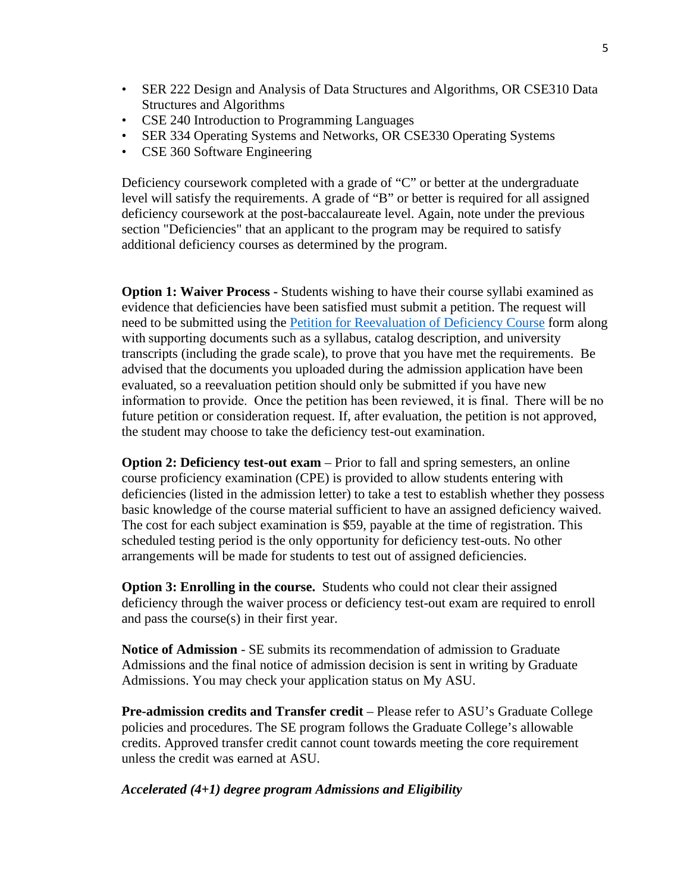- SER 222 Design and Analysis of Data Structures and Algorithms, OR CSE310 Data Structures and Algorithms
- CSE 240 Introduction to Programming Languages
- SER 334 Operating Systems and Networks, OR CSE330 Operating Systems
- CSE 360 Software Engineering

Deficiency coursework completed with a grade of "C" or better at the undergraduate level will satisfy the requirements. A grade of "B" or better is required for all assigned deficiency coursework at the post-baccalaureate level. Again, note under the previous section "Deficiencies" that an applicant to the program may be required to satisfy additional deficiency courses as determined by the program.

**Option 1: Waiver Process -** Students wishing to have their course syllabi examined as evidence that deficiencies have been satisfied must submit a petition. The request will need to be submitted using the Petition for Reevaluation of Deficiency Course form along with supporting documents such as a syllabus, catalog description, and university transcripts (including the grade scale), to prove that you have met the requirements. Be advised that the documents you uploaded during the admission application have been evaluated, so a reevaluation petition should only be submitted if you have new information to provide. Once the petition has been reviewed, it is final. There will be no future petition or consideration request. If, after evaluation, the petition is not approved, the student may choose to take the deficiency test-out examination.

**Option 2: Deficiency test-out exam** – Prior to fall and spring semesters, an online course proficiency examination (CPE) is provided to allow students entering with deficiencies (listed in the admission letter) to take a test to establish whether they possess basic knowledge of the course material sufficient to have an assigned deficiency waived. The cost for each subject examination is $59, payable at the time of registration. This scheduled testing period is the only opportunity for deficiency test-outs. No other arrangements will be made for students to test out of assigned deficiencies.

**Option 3: Enrolling in the course.** Students who could not clear their assigned deficiency through the waiver process or deficiency test-out exam are required to enroll and pass the course(s) in their first year.

**Notice of Admission** - SE submits its recommendation of admission to Graduate Admissions and the final notice of admission decision is sent in writing by Graduate Admissions. You may check your application status on My ASU.

**Pre-admission credits and Transfer credit** – Please refer to ASU's Graduate College policies and procedures. The SE program follows the Graduate College's allowable credits. Approved transfer credit cannot count towards meeting the core requirement unless the credit was earned at ASU.

***Accelerated (4+1) degree program Admissions and Eligibility***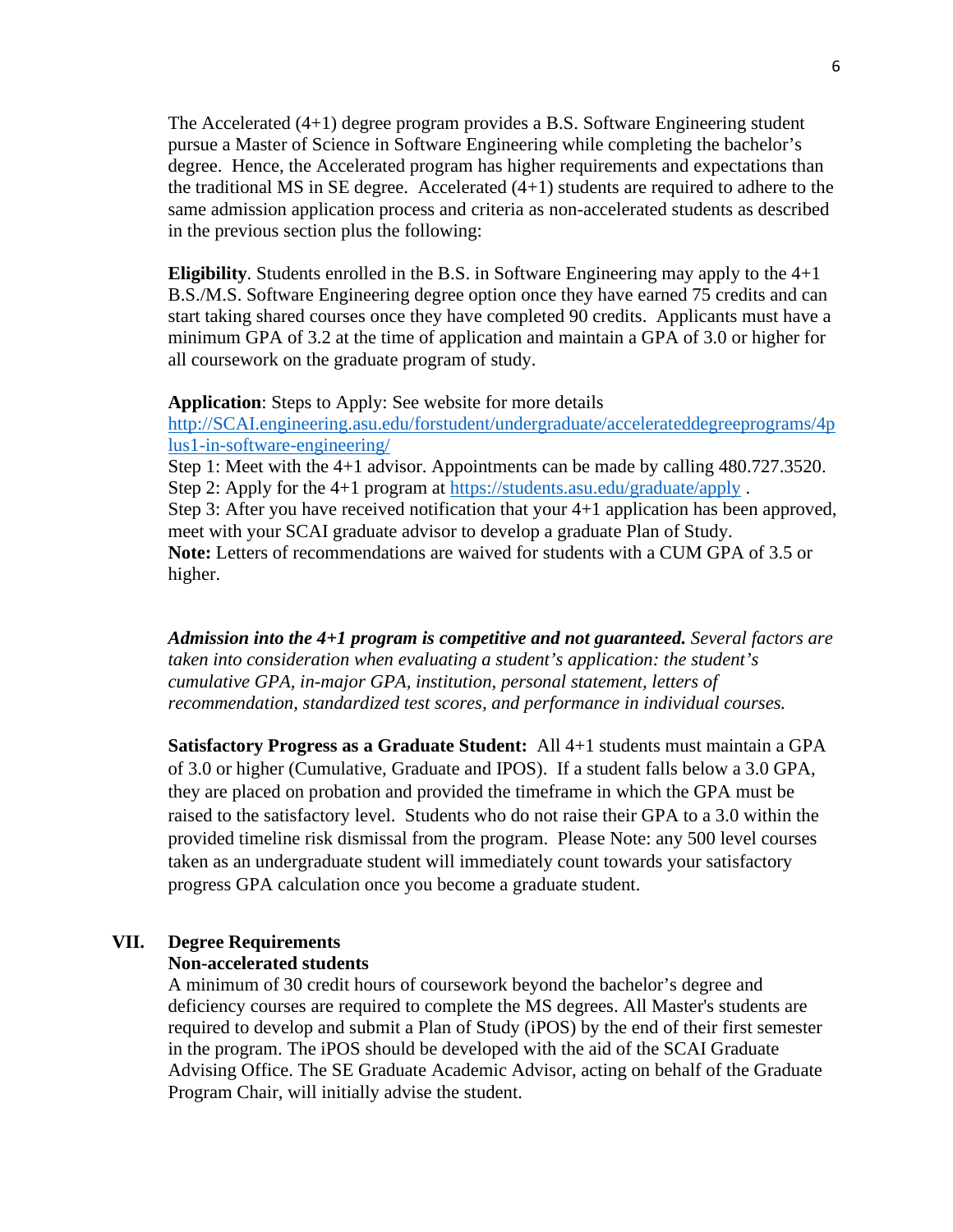The Accelerated (4+1) degree program provides a B.S. Software Engineering student pursue a Master of Science in Software Engineering while completing the bachelor's degree. Hence, the Accelerated program has higher requirements and expectations than the traditional MS in SE degree. Accelerated (4+1) students are required to adhere to the same admission application process and criteria as non-accelerated students as described in the previous section plus the following:

**Eligibility**. Students enrolled in the B.S. in Software Engineering may apply to the 4+1 B.S./M.S. Software Engineering degree option once they have earned 75 credits and can start taking shared courses once they have completed 90 credits. Applicants must have a minimum GPA of 3.2 at the time of application and maintain a GPA of 3.0 or higher for all coursework on the graduate program of study.

**Application**: Steps to Apply: See website for more details
[http://SCAI.engineering.asu.edu/forstudent/undergraduate/accelerateddegreeprograms/4plus1-in-software-engineering/](http://SCAI.engineering.asu.edu/forstudent/undergraduate/accelerateddegreeprograms/4plus1-in-software-engineering/)
Step 1: Meet with the 4+1 advisor. Appointments can be made by calling 480.727.3520.
Step 2: Apply for the 4+1 program at [https://students.asu.edu/graduate/apply](https://students.asu.edu/graduate/apply) .
Step 3: After you have received notification that your 4+1 application has been approved, meet with your SCAI graduate advisor to develop a graduate Plan of Study.
**Note:** Letters of recommendations are waived for students with a CUM GPA of 3.5 or higher.

***Admission into the 4+1 program is competitive and not guaranteed.*** *Several factors are taken into consideration when evaluating a student's application: the student's cumulative GPA, in-major GPA, institution, personal statement, letters of recommendation, standardized test scores, and performance in individual courses.*

**Satisfactory Progress as a Graduate Student:** All 4+1 students must maintain a GPA of 3.0 or higher (Cumulative, Graduate and IPOS). If a student falls below a 3.0 GPA, they are placed on probation and provided the timeframe in which the GPA must be raised to the satisfactory level. Students who do not raise their GPA to a 3.0 within the provided timeline risk dismissal from the program. Please Note: any 500 level courses taken as an undergraduate student will immediately count towards your satisfactory progress GPA calculation once you become a graduate student.

## VII. Degree Requirements

### Non-accelerated students

A minimum of 30 credit hours of coursework beyond the bachelor's degree and deficiency courses are required to complete the MS degrees. All Master's students are required to develop and submit a Plan of Study (iPOS) by the end of their first semester in the program. The iPOS should be developed with the aid of the SCAI Graduate Advising Office. The SE Graduate Academic Advisor, acting on behalf of the Graduate Program Chair, will initially advise the student.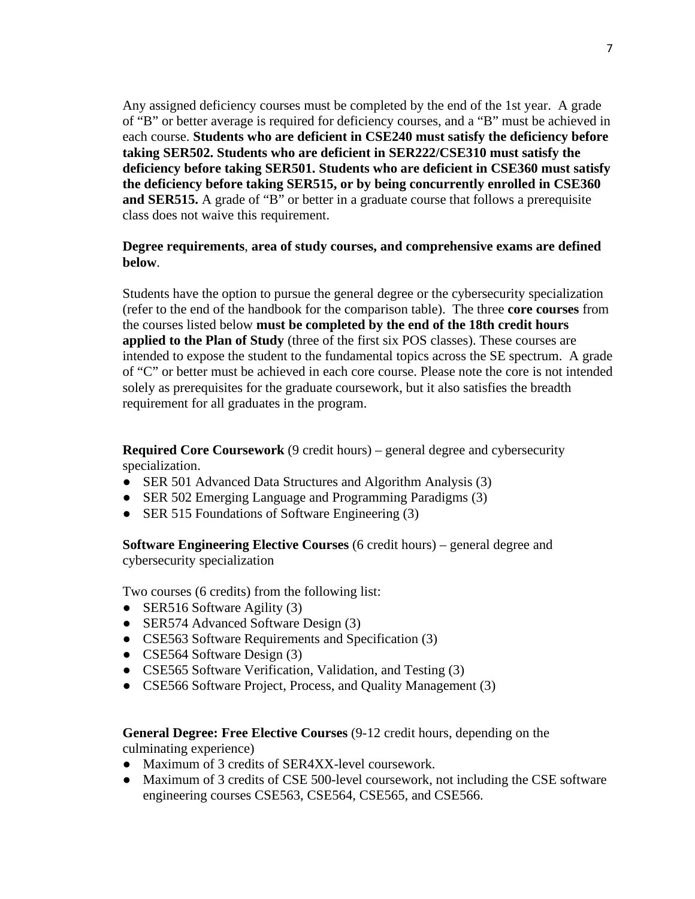Any assigned deficiency courses must be completed by the end of the 1st year. A grade of "B" or better average is required for deficiency courses, and a "B" must be achieved in each course. **Students who are deficient in CSE240 must satisfy the deficiency before taking SER502. Students who are deficient in SER222/CSE310 must satisfy the deficiency before taking SER501. Students who are deficient in CSE360 must satisfy the deficiency before taking SER515, or by being concurrently enrolled in CSE360 and SER515.** A grade of "B" or better in a graduate course that follows a prerequisite class does not waive this requirement.

**Degree requirements**, **area of study courses, and comprehensive exams are defined below**.

Students have the option to pursue the general degree or the cybersecurity specialization (refer to the end of the handbook for the comparison table). The three **core courses** from the courses listed below **must be completed by the end of the 18th credit hours applied to the Plan of Study** (three of the first six POS classes). These courses are intended to expose the student to the fundamental topics across the SE spectrum. A grade of "C" or better must be achieved in each core course. Please note the core is not intended solely as prerequisites for the graduate coursework, but it also satisfies the breadth requirement for all graduates in the program.

**Required Core Coursework** (9 credit hours) – general degree and cybersecurity specialization.

- SER 501 Advanced Data Structures and Algorithm Analysis (3)
- SER 502 Emerging Language and Programming Paradigms (3)
- SER 515 Foundations of Software Engineering (3)

**Software Engineering Elective Courses** (6 credit hours) – general degree and cybersecurity specialization

Two courses (6 credits) from the following list:

- SER516 Software Agility (3)
- SER574 Advanced Software Design (3)
- CSE563 Software Requirements and Specification (3)
- CSE564 Software Design (3)
- CSE565 Software Verification, Validation, and Testing (3)
- CSE566 Software Project, Process, and Quality Management (3)

**General Degree: Free Elective Courses** (9-12 credit hours, depending on the culminating experience)

- Maximum of 3 credits of SER4XX-level coursework.
- Maximum of 3 credits of CSE 500-level coursework, not including the CSE software engineering courses CSE563, CSE564, CSE565, and CSE566.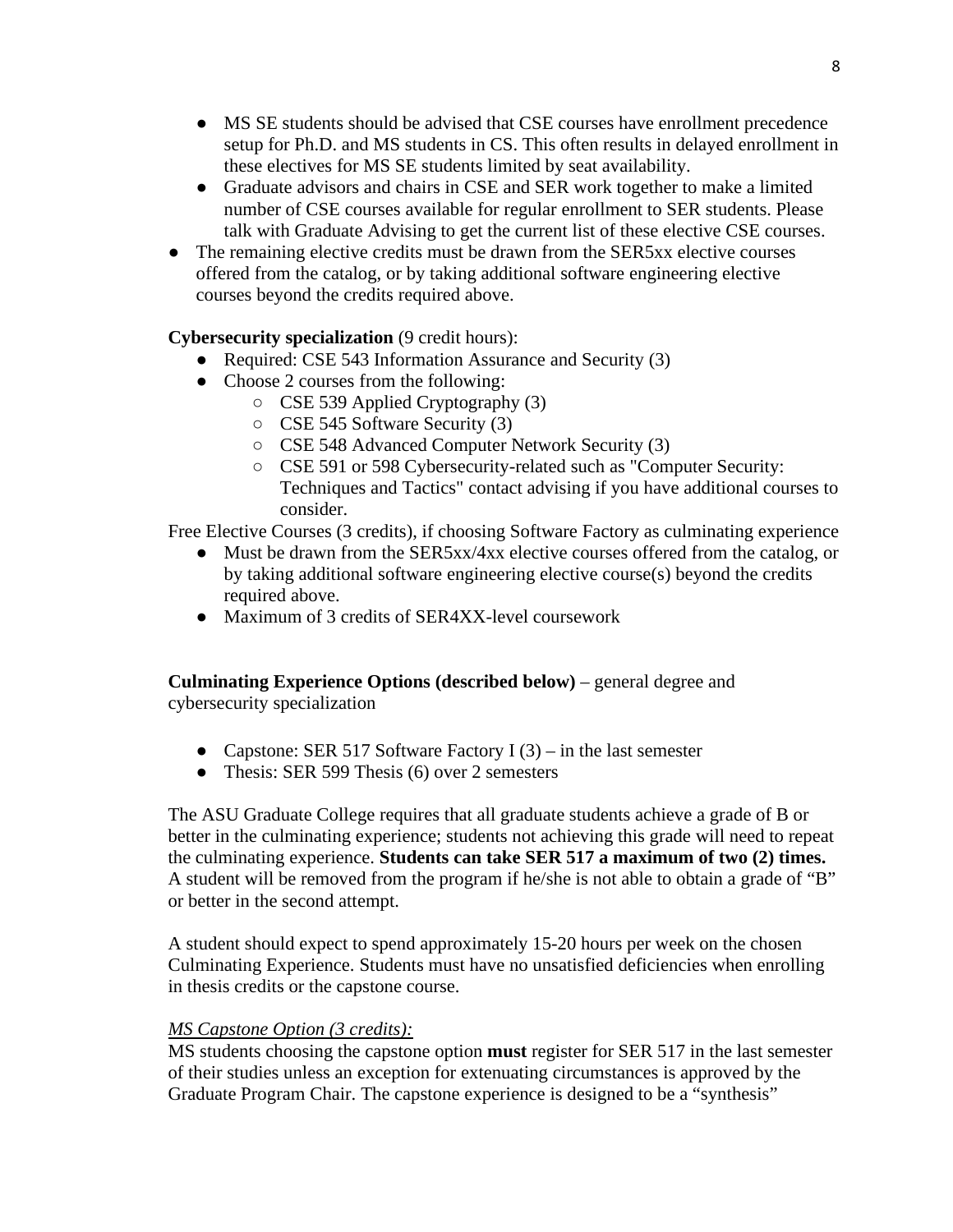- MS SE students should be advised that CSE courses have enrollment precedence setup for Ph.D. and MS students in CS. This often results in delayed enrollment in these electives for MS SE students limited by seat availability.
- Graduate advisors and chairs in CSE and SER work together to make a limited number of CSE courses available for regular enrollment to SER students. Please talk with Graduate Advising to get the current list of these elective CSE courses.

- The remaining elective credits must be drawn from the SER5xx elective courses offered from the catalog, or by taking additional software engineering elective courses beyond the credits required above.

**Cybersecurity specialization** (9 credit hours):

- Required: CSE 543 Information Assurance and Security (3)
- Choose 2 courses from the following:
  - CSE 539 Applied Cryptography (3)
  - CSE 545 Software Security (3)
  - CSE 548 Advanced Computer Network Security (3)
  - CSE 591 or 598 Cybersecurity-related such as "Computer Security: Techniques and Tactics" contact advising if you have additional courses to consider.

Free Elective Courses (3 credits), if choosing Software Factory as culminating experience

- Must be drawn from the SER5xx/4xx elective courses offered from the catalog, or by taking additional software engineering elective course(s) beyond the credits required above.
- Maximum of 3 credits of SER4XX-level coursework

**Culminating Experience Options (described below)** – general degree and cybersecurity specialization

- Capstone: SER 517 Software Factory I (3) – in the last semester
- Thesis: SER 599 Thesis (6) over 2 semesters

The ASU Graduate College requires that all graduate students achieve a grade of B or better in the culminating experience; students not achieving this grade will need to repeat the culminating experience. **Students can take SER 517 a maximum of two (2) times.** A student will be removed from the program if he/she is not able to obtain a grade of "B" or better in the second attempt.

A student should expect to spend approximately 15-20 hours per week on the chosen Culminating Experience. Students must have no unsatisfied deficiencies when enrolling in thesis credits or the capstone course.

*MS Capstone Option (3 credits):*

MS students choosing the capstone option **must** register for SER 517 in the last semester of their studies unless an exception for extenuating circumstances is approved by the Graduate Program Chair. The capstone experience is designed to be a "synthesis"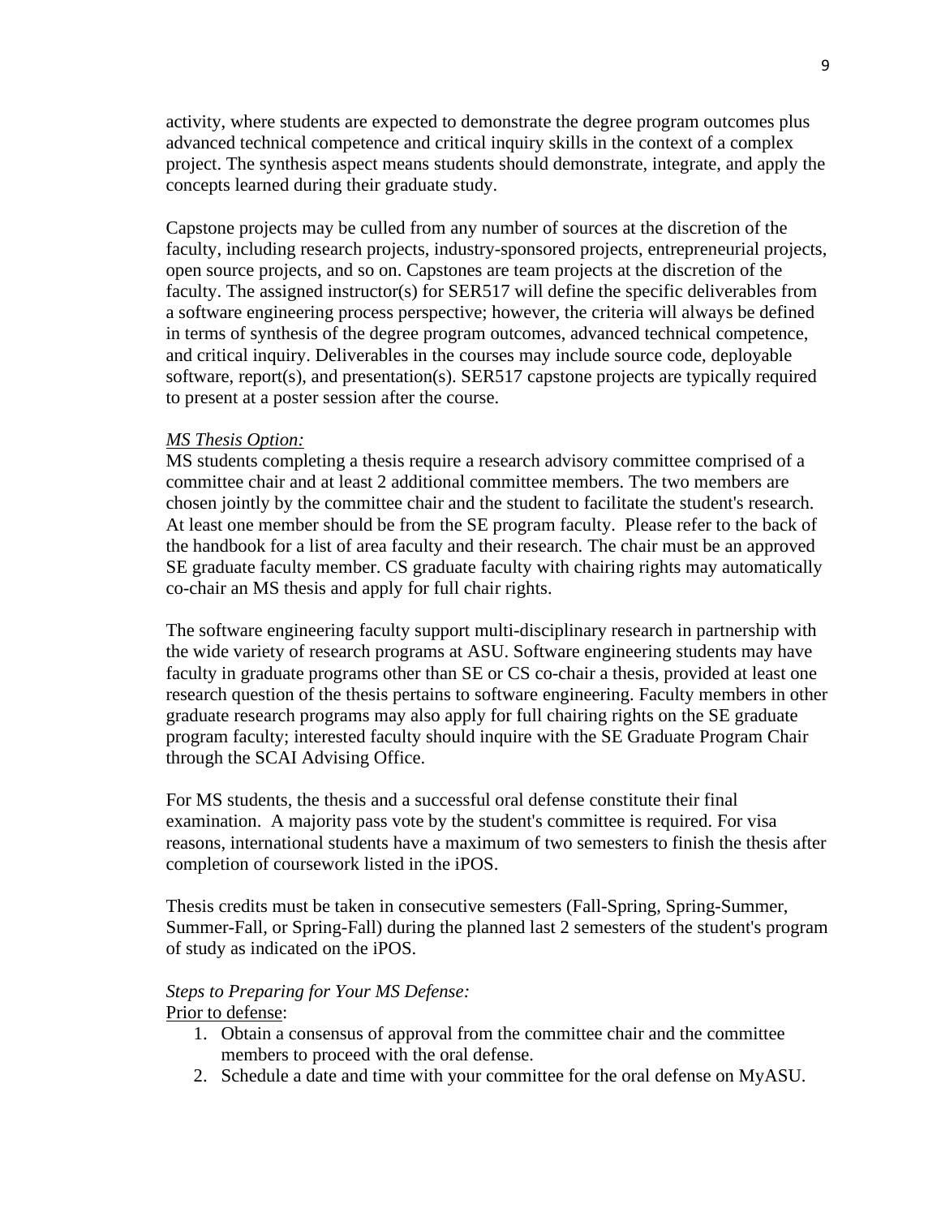activity, where students are expected to demonstrate the degree program outcomes plus advanced technical competence and critical inquiry skills in the context of a complex project. The synthesis aspect means students should demonstrate, integrate, and apply the concepts learned during their graduate study.

Capstone projects may be culled from any number of sources at the discretion of the faculty, including research projects, industry-sponsored projects, entrepreneurial projects, open source projects, and so on. Capstones are team projects at the discretion of the faculty. The assigned instructor(s) for SER517 will define the specific deliverables from a software engineering process perspective; however, the criteria will always be defined in terms of synthesis of the degree program outcomes, advanced technical competence, and critical inquiry. Deliverables in the courses may include source code, deployable software, report(s), and presentation(s). SER517 capstone projects are typically required to present at a poster session after the course.

*MS Thesis Option:*

MS students completing a thesis require a research advisory committee comprised of a committee chair and at least 2 additional committee members. The two members are chosen jointly by the committee chair and the student to facilitate the student's research. At least one member should be from the SE program faculty. Please refer to the back of the handbook for a list of area faculty and their research. The chair must be an approved SE graduate faculty member. CS graduate faculty with chairing rights may automatically co-chair an MS thesis and apply for full chair rights.

The software engineering faculty support multi-disciplinary research in partnership with the wide variety of research programs at ASU. Software engineering students may have faculty in graduate programs other than SE or CS co-chair a thesis, provided at least one research question of the thesis pertains to software engineering. Faculty members in other graduate research programs may also apply for full chairing rights on the SE graduate program faculty; interested faculty should inquire with the SE Graduate Program Chair through the SCAI Advising Office.

For MS students, the thesis and a successful oral defense constitute their final examination. A majority pass vote by the student's committee is required. For visa reasons, international students have a maximum of two semesters to finish the thesis after completion of coursework listed in the iPOS.

Thesis credits must be taken in consecutive semesters (Fall-Spring, Spring-Summer, Summer-Fall, or Spring-Fall) during the planned last 2 semesters of the student's program of study as indicated on the iPOS.

*Steps to Preparing for Your MS Defense:*

Prior to defense:

1. Obtain a consensus of approval from the committee chair and the committee members to proceed with the oral defense.
2. Schedule a date and time with your committee for the oral defense on MyASU.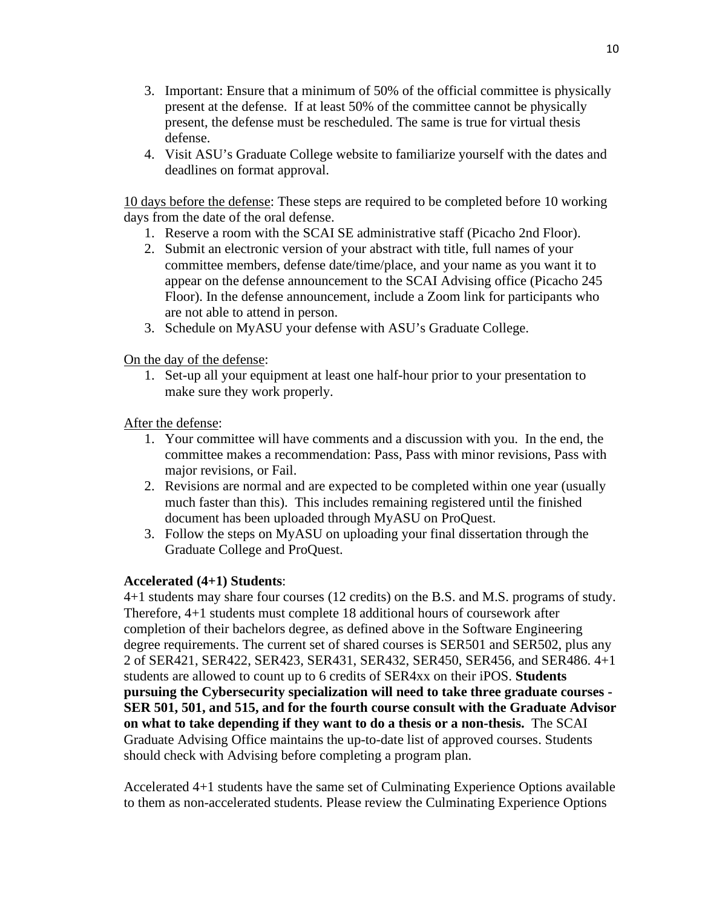3. Important: Ensure that a minimum of 50% of the official committee is physically present at the defense. If at least 50% of the committee cannot be physically present, the defense must be rescheduled. The same is true for virtual thesis defense.
4. Visit ASU's Graduate College website to familiarize yourself with the dates and deadlines on format approval.

<u>10 days before the defense</u>: These steps are required to be completed before 10 working days from the date of the oral defense.

1. Reserve a room with the SCAI SE administrative staff (Picacho 2nd Floor).
2. Submit an electronic version of your abstract with title, full names of your committee members, defense date/time/place, and your name as you want it to appear on the defense announcement to the SCAI Advising office (Picacho 245 Floor). In the defense announcement, include a Zoom link for participants who are not able to attend in person.
3. Schedule on MyASU your defense with ASU's Graduate College.

<u>On the day of the defense</u>:

1. Set-up all your equipment at least one half-hour prior to your presentation to make sure they work properly.

<u>After the defense</u>:

1. Your committee will have comments and a discussion with you. In the end, the committee makes a recommendation: Pass, Pass with minor revisions, Pass with major revisions, or Fail.
2. Revisions are normal and are expected to be completed within one year (usually much faster than this). This includes remaining registered until the finished document has been uploaded through MyASU on ProQuest.
3. Follow the steps on MyASU on uploading your final dissertation through the Graduate College and ProQuest.

**Accelerated (4+1) Students**:

4+1 students may share four courses (12 credits) on the B.S. and M.S. programs of study. Therefore, 4+1 students must complete 18 additional hours of coursework after completion of their bachelors degree, as defined above in the Software Engineering degree requirements. The current set of shared courses is SER501 and SER502, plus any 2 of SER421, SER422, SER423, SER431, SER432, SER450, SER456, and SER486. 4+1 students are allowed to count up to 6 credits of SER4xx on their iPOS. **Students pursuing the Cybersecurity specialization will need to take three graduate courses - SER 501, 501, and 515, and for the fourth course consult with the Graduate Advisor on what to take depending if they want to do a thesis or a non-thesis.** The SCAI Graduate Advising Office maintains the up-to-date list of approved courses. Students should check with Advising before completing a program plan.

Accelerated 4+1 students have the same set of Culminating Experience Options available to them as non-accelerated students. Please review the Culminating Experience Options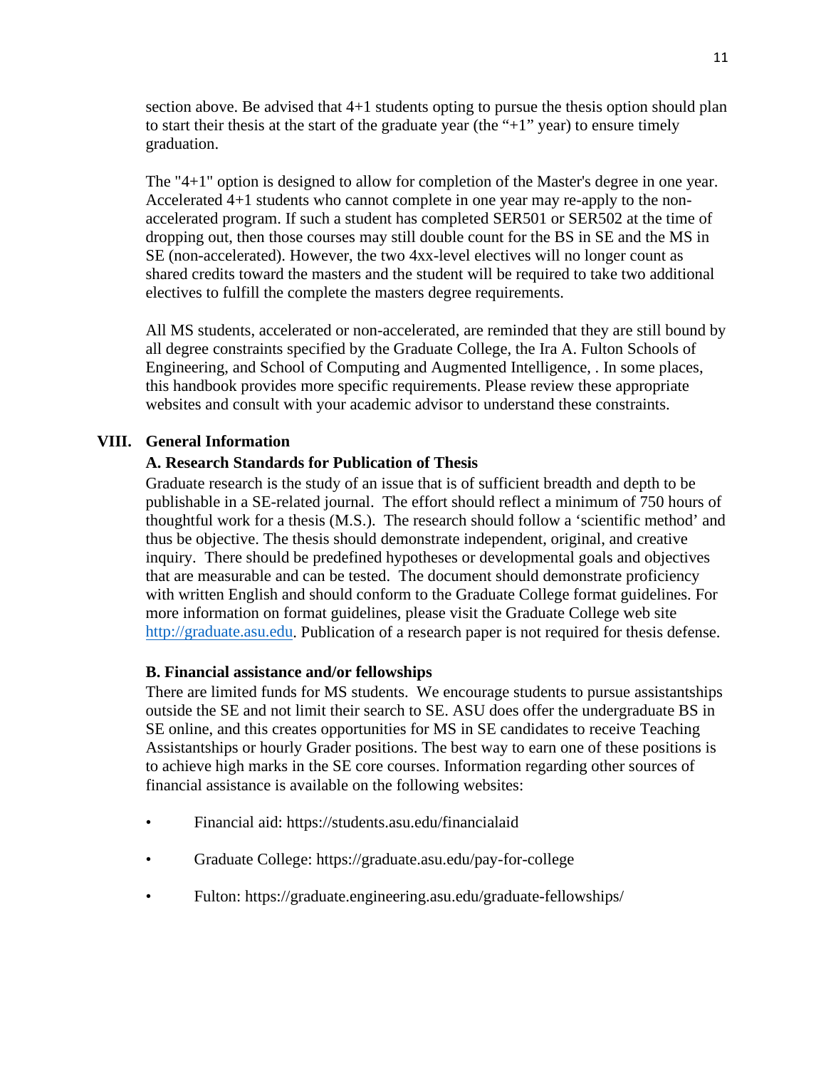section above. Be advised that 4+1 students opting to pursue the thesis option should plan to start their thesis at the start of the graduate year (the "+1" year) to ensure timely graduation.

The "4+1" option is designed to allow for completion of the Master's degree in one year. Accelerated 4+1 students who cannot complete in one year may re-apply to the non-accelerated program. If such a student has completed SER501 or SER502 at the time of dropping out, then those courses may still double count for the BS in SE and the MS in SE (non-accelerated). However, the two 4xx-level electives will no longer count as shared credits toward the masters and the student will be required to take two additional electives to fulfill the complete the masters degree requirements.

All MS students, accelerated or non-accelerated, are reminded that they are still bound by all degree constraints specified by the Graduate College, the Ira A. Fulton Schools of Engineering, and School of Computing and Augmented Intelligence, . In some places, this handbook provides more specific requirements. Please review these appropriate websites and consult with your academic advisor to understand these constraints.

## VIII. General Information

### A. Research Standards for Publication of Thesis

Graduate research is the study of an issue that is of sufficient breadth and depth to be publishable in a SE-related journal. The effort should reflect a minimum of 750 hours of thoughtful work for a thesis (M.S.). The research should follow a 'scientific method' and thus be objective. The thesis should demonstrate independent, original, and creative inquiry. There should be predefined hypotheses or developmental goals and objectives that are measurable and can be tested. The document should demonstrate proficiency with written English and should conform to the Graduate College format guidelines. For more information on format guidelines, please visit the Graduate College web site [http://graduate.asu.edu](http://graduate.asu.edu). Publication of a research paper is not required for thesis defense.

### B. Financial assistance and/or fellowships

There are limited funds for MS students. We encourage students to pursue assistantships outside the SE and not limit their search to SE. ASU does offer the undergraduate BS in SE online, and this creates opportunities for MS in SE candidates to receive Teaching Assistantships or hourly Grader positions. The best way to earn one of these positions is to achieve high marks in the SE core courses. Information regarding other sources of financial assistance is available on the following websites:

- Financial aid: https://students.asu.edu/financialaid
- Graduate College: https://graduate.asu.edu/pay-for-college
- Fulton: https://graduate.engineering.asu.edu/graduate-fellowships/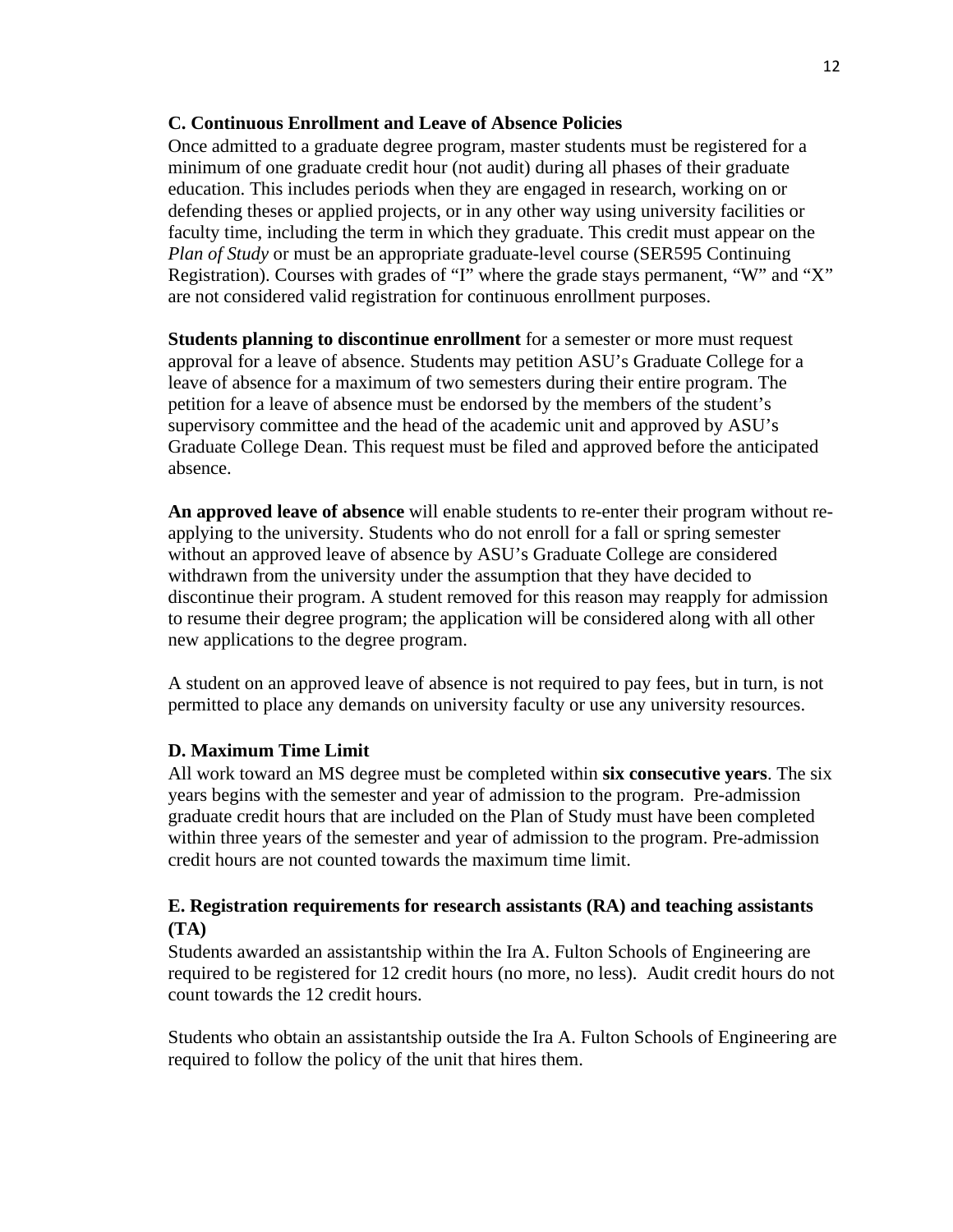### C. Continuous Enrollment and Leave of Absence Policies

Once admitted to a graduate degree program, master students must be registered for a minimum of one graduate credit hour (not audit) during all phases of their graduate education. This includes periods when they are engaged in research, working on or defending theses or applied projects, or in any other way using university facilities or faculty time, including the term in which they graduate. This credit must appear on the *Plan of Study* or must be an appropriate graduate-level course (SER595 Continuing Registration). Courses with grades of "I" where the grade stays permanent, "W" and "X" are not considered valid registration for continuous enrollment purposes.

**Students planning to discontinue enrollment** for a semester or more must request approval for a leave of absence. Students may petition ASU's Graduate College for a leave of absence for a maximum of two semesters during their entire program. The petition for a leave of absence must be endorsed by the members of the student's supervisory committee and the head of the academic unit and approved by ASU's Graduate College Dean. This request must be filed and approved before the anticipated absence.

**An approved leave of absence** will enable students to re-enter their program without re-applying to the university. Students who do not enroll for a fall or spring semester without an approved leave of absence by ASU's Graduate College are considered withdrawn from the university under the assumption that they have decided to discontinue their program. A student removed for this reason may reapply for admission to resume their degree program; the application will be considered along with all other new applications to the degree program.

A student on an approved leave of absence is not required to pay fees, but in turn, is not permitted to place any demands on university faculty or use any university resources.

### D. Maximum Time Limit

All work toward an MS degree must be completed within **six consecutive years**. The six years begins with the semester and year of admission to the program. Pre-admission graduate credit hours that are included on the Plan of Study must have been completed within three years of the semester and year of admission to the program. Pre-admission credit hours are not counted towards the maximum time limit.

### E. Registration requirements for research assistants (RA) and teaching assistants (TA)

Students awarded an assistantship within the Ira A. Fulton Schools of Engineering are required to be registered for 12 credit hours (no more, no less). Audit credit hours do not count towards the 12 credit hours.

Students who obtain an assistantship outside the Ira A. Fulton Schools of Engineering are required to follow the policy of the unit that hires them.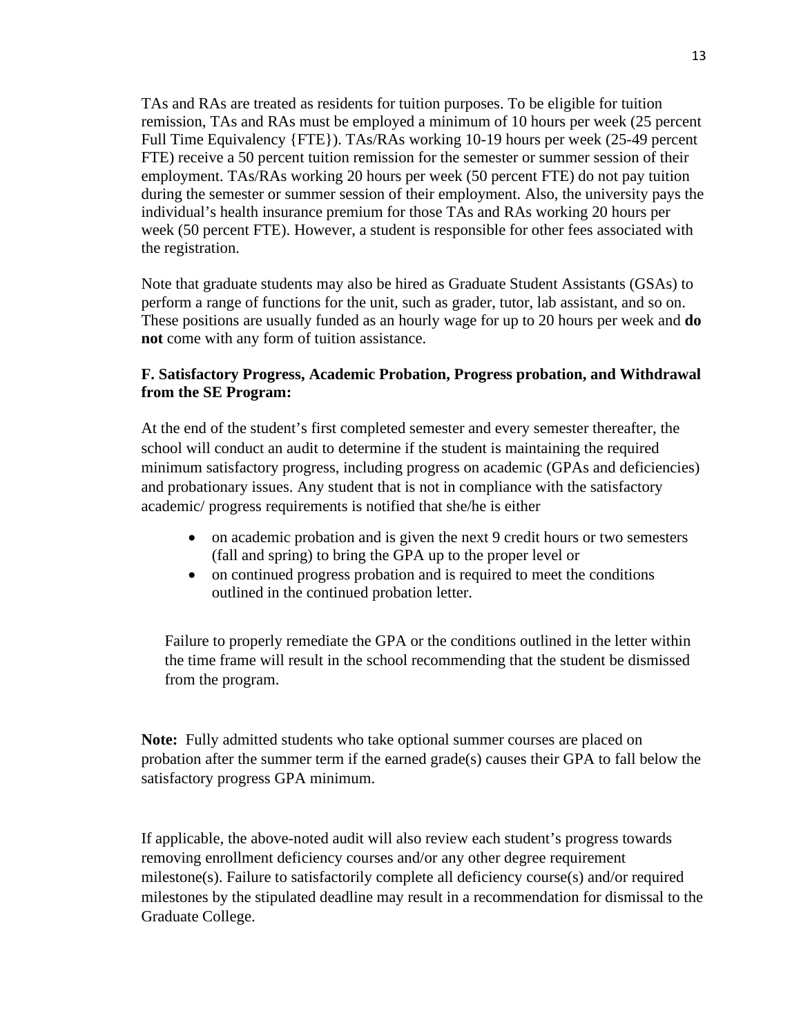TAs and RAs are treated as residents for tuition purposes. To be eligible for tuition remission, TAs and RAs must be employed a minimum of 10 hours per week (25 percent Full Time Equivalency {FTE}). TAs/RAs working 10-19 hours per week (25-49 percent FTE) receive a 50 percent tuition remission for the semester or summer session of their employment. TAs/RAs working 20 hours per week (50 percent FTE) do not pay tuition during the semester or summer session of their employment. Also, the university pays the individual's health insurance premium for those TAs and RAs working 20 hours per week (50 percent FTE). However, a student is responsible for other fees associated with the registration.

Note that graduate students may also be hired as Graduate Student Assistants (GSAs) to perform a range of functions for the unit, such as grader, tutor, lab assistant, and so on. These positions are usually funded as an hourly wage for up to 20 hours per week and **do not** come with any form of tuition assistance.

### F. Satisfactory Progress, Academic Probation, Progress probation, and Withdrawal from the SE Program:

At the end of the student's first completed semester and every semester thereafter, the school will conduct an audit to determine if the student is maintaining the required minimum satisfactory progress, including progress on academic (GPAs and deficiencies) and probationary issues. Any student that is not in compliance with the satisfactory academic/ progress requirements is notified that she/he is either

- on academic probation and is given the next 9 credit hours or two semesters (fall and spring) to bring the GPA up to the proper level or
- on continued progress probation and is required to meet the conditions outlined in the continued probation letter.

Failure to properly remediate the GPA or the conditions outlined in the letter within the time frame will result in the school recommending that the student be dismissed from the program.

**Note:** Fully admitted students who take optional summer courses are placed on probation after the summer term if the earned grade(s) causes their GPA to fall below the satisfactory progress GPA minimum.

If applicable, the above-noted audit will also review each student's progress towards removing enrollment deficiency courses and/or any other degree requirement milestone(s). Failure to satisfactorily complete all deficiency course(s) and/or required milestones by the stipulated deadline may result in a recommendation for dismissal to the Graduate College.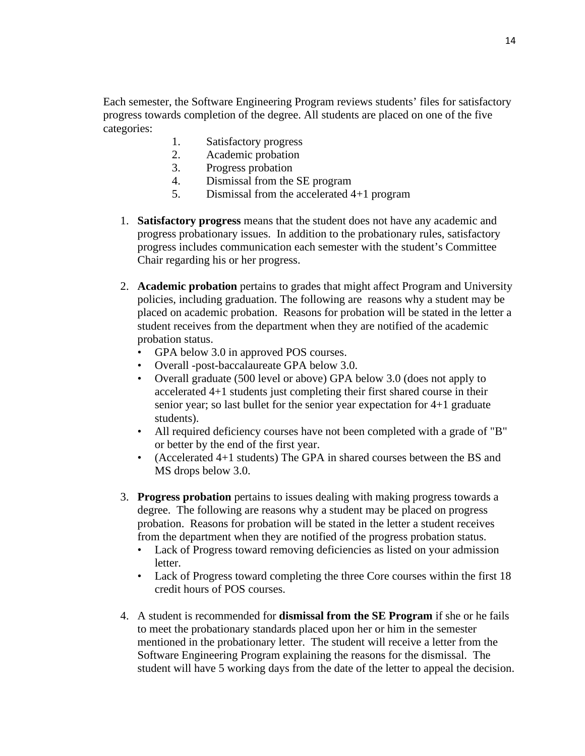Each semester, the Software Engineering Program reviews students' files for satisfactory progress towards completion of the degree. All students are placed on one of the five categories:

1. Satisfactory progress
2. Academic probation
3. Progress probation
4. Dismissal from the SE program
5. Dismissal from the accelerated 4+1 program

1. **Satisfactory progress** means that the student does not have any academic and progress probationary issues. In addition to the probationary rules, satisfactory progress includes communication each semester with the student's Committee Chair regarding his or her progress.

2. **Academic probation** pertains to grades that might affect Program and University policies, including graduation. The following are reasons why a student may be placed on academic probation. Reasons for probation will be stated in the letter a student receives from the department when they are notified of the academic probation status.
   - GPA below 3.0 in approved POS courses.
   - Overall -post-baccalaureate GPA below 3.0.
   - Overall graduate (500 level or above) GPA below 3.0 (does not apply to accelerated 4+1 students just completing their first shared course in their senior year; so last bullet for the senior year expectation for 4+1 graduate students).
   - All required deficiency courses have not been completed with a grade of "B" or better by the end of the first year.
   - (Accelerated 4+1 students) The GPA in shared courses between the BS and MS drops below 3.0.

3. **Progress probation** pertains to issues dealing with making progress towards a degree. The following are reasons why a student may be placed on progress probation. Reasons for probation will be stated in the letter a student receives from the department when they are notified of the progress probation status.
   - Lack of Progress toward removing deficiencies as listed on your admission letter.
   - Lack of Progress toward completing the three Core courses within the first 18 credit hours of POS courses.

4. A student is recommended for **dismissal from the SE Program** if she or he fails to meet the probationary standards placed upon her or him in the semester mentioned in the probationary letter. The student will receive a letter from the Software Engineering Program explaining the reasons for the dismissal. The student will have 5 working days from the date of the letter to appeal the decision.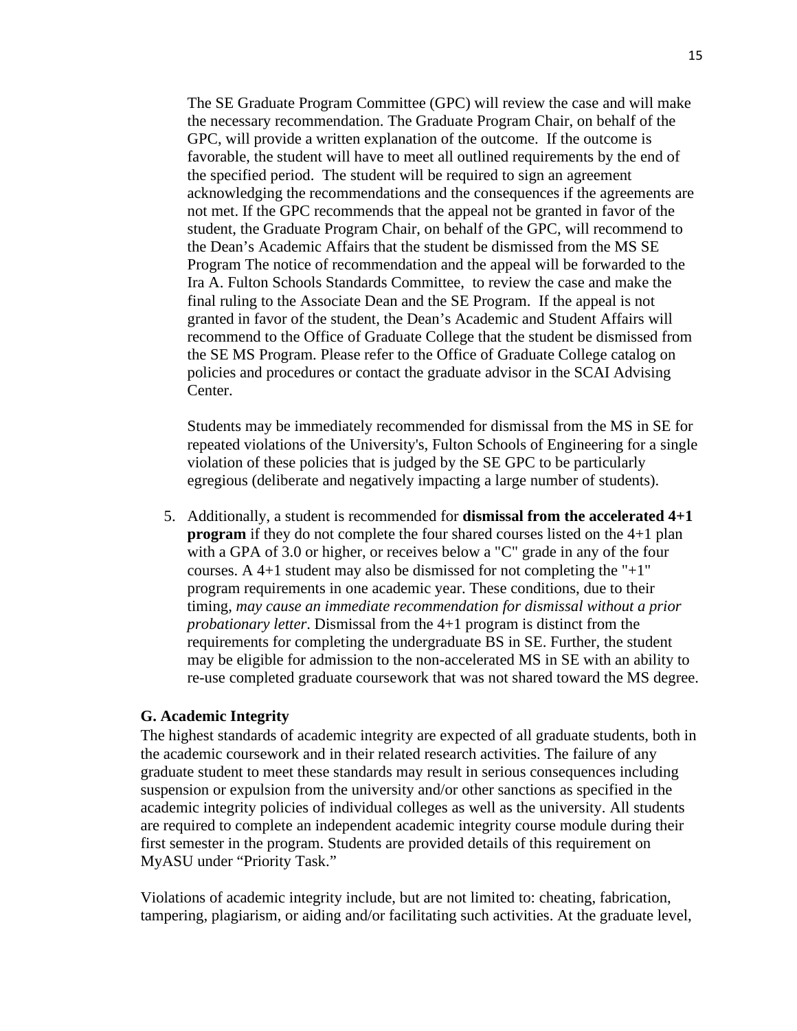The SE Graduate Program Committee (GPC) will review the case and will make the necessary recommendation. The Graduate Program Chair, on behalf of the GPC, will provide a written explanation of the outcome. If the outcome is favorable, the student will have to meet all outlined requirements by the end of the specified period. The student will be required to sign an agreement acknowledging the recommendations and the consequences if the agreements are not met. If the GPC recommends that the appeal not be granted in favor of the student, the Graduate Program Chair, on behalf of the GPC, will recommend to the Dean's Academic Affairs that the student be dismissed from the MS SE Program The notice of recommendation and the appeal will be forwarded to the Ira A. Fulton Schools Standards Committee, to review the case and make the final ruling to the Associate Dean and the SE Program. If the appeal is not granted in favor of the student, the Dean's Academic and Student Affairs will recommend to the Office of Graduate College that the student be dismissed from the SE MS Program. Please refer to the Office of Graduate College catalog on policies and procedures or contact the graduate advisor in the SCAI Advising Center.

Students may be immediately recommended for dismissal from the MS in SE for repeated violations of the University's, Fulton Schools of Engineering for a single violation of these policies that is judged by the SE GPC to be particularly egregious (deliberate and negatively impacting a large number of students).

5. Additionally, a student is recommended for **dismissal from the accelerated 4+1 program** if they do not complete the four shared courses listed on the 4+1 plan with a GPA of 3.0 or higher, or receives below a "C" grade in any of the four courses. A 4+1 student may also be dismissed for not completing the "+1" program requirements in one academic year. These conditions, due to their timing, *may cause an immediate recommendation for dismissal without a prior probationary letter*. Dismissal from the 4+1 program is distinct from the requirements for completing the undergraduate BS in SE. Further, the student may be eligible for admission to the non-accelerated MS in SE with an ability to re-use completed graduate coursework that was not shared toward the MS degree.

### G. Academic Integrity

The highest standards of academic integrity are expected of all graduate students, both in the academic coursework and in their related research activities. The failure of any graduate student to meet these standards may result in serious consequences including suspension or expulsion from the university and/or other sanctions as specified in the academic integrity policies of individual colleges as well as the university. All students are required to complete an independent academic integrity course module during their first semester in the program. Students are provided details of this requirement on MyASU under "Priority Task."

Violations of academic integrity include, but are not limited to: cheating, fabrication, tampering, plagiarism, or aiding and/or facilitating such activities. At the graduate level,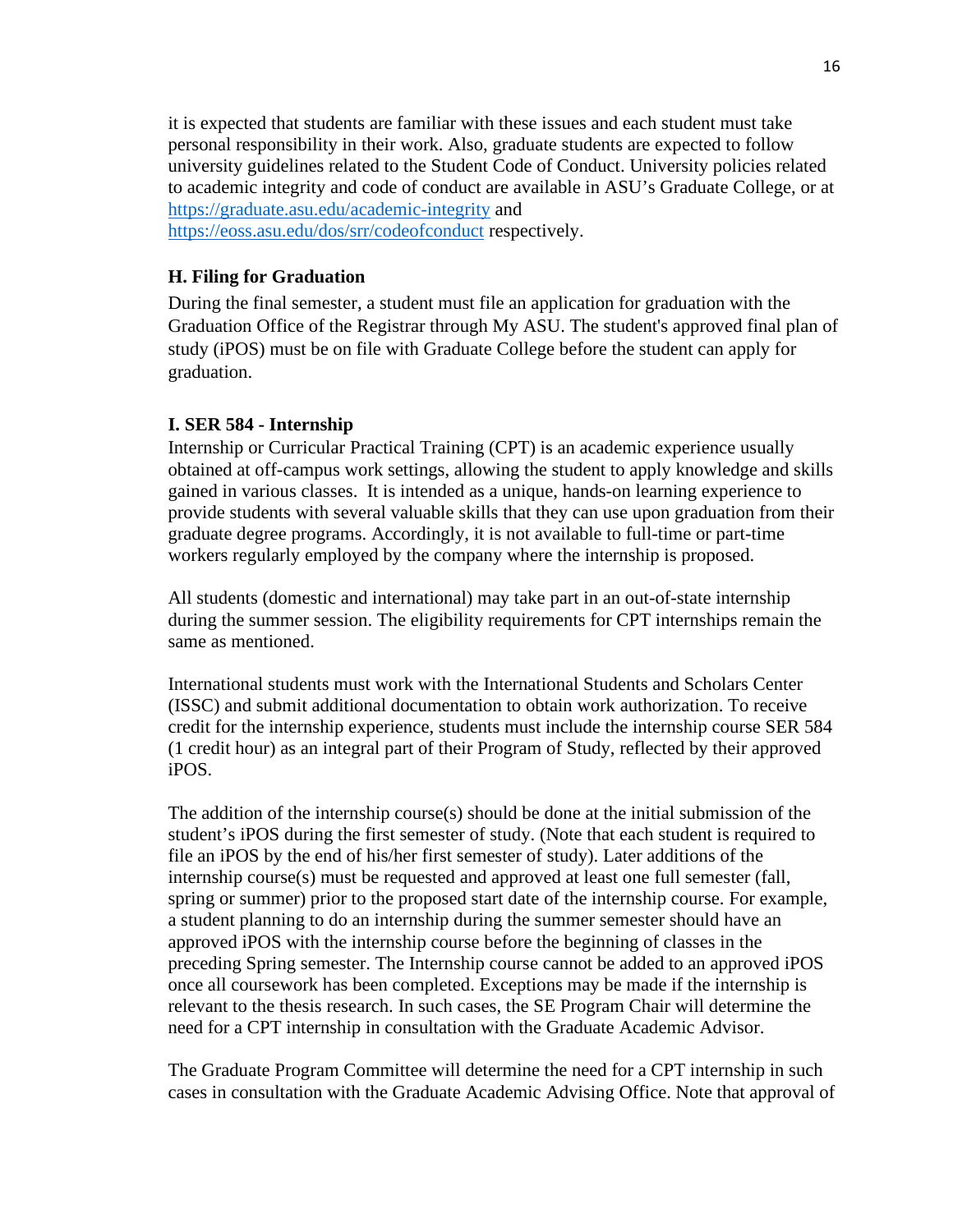it is expected that students are familiar with these issues and each student must take personal responsibility in their work. Also, graduate students are expected to follow university guidelines related to the Student Code of Conduct. University policies related to academic integrity and code of conduct are available in ASU's Graduate College, or at https://graduate.asu.edu/academic-integrity and https://eoss.asu.edu/dos/srr/codeofconduct respectively.

### H. Filing for Graduation

During the final semester, a student must file an application for graduation with the Graduation Office of the Registrar through My ASU. The student's approved final plan of study (iPOS) must be on file with Graduate College before the student can apply for graduation.

### I. SER 584 - Internship

Internship or Curricular Practical Training (CPT) is an academic experience usually obtained at off-campus work settings, allowing the student to apply knowledge and skills gained in various classes. It is intended as a unique, hands-on learning experience to provide students with several valuable skills that they can use upon graduation from their graduate degree programs. Accordingly, it is not available to full-time or part-time workers regularly employed by the company where the internship is proposed.

All students (domestic and international) may take part in an out-of-state internship during the summer session. The eligibility requirements for CPT internships remain the same as mentioned.

International students must work with the International Students and Scholars Center (ISSC) and submit additional documentation to obtain work authorization. To receive credit for the internship experience, students must include the internship course SER 584 (1 credit hour) as an integral part of their Program of Study, reflected by their approved iPOS.

The addition of the internship course(s) should be done at the initial submission of the student's iPOS during the first semester of study. (Note that each student is required to file an iPOS by the end of his/her first semester of study). Later additions of the internship course(s) must be requested and approved at least one full semester (fall, spring or summer) prior to the proposed start date of the internship course. For example, a student planning to do an internship during the summer semester should have an approved iPOS with the internship course before the beginning of classes in the preceding Spring semester. The Internship course cannot be added to an approved iPOS once all coursework has been completed. Exceptions may be made if the internship is relevant to the thesis research. In such cases, the SE Program Chair will determine the need for a CPT internship in consultation with the Graduate Academic Advisor.

The Graduate Program Committee will determine the need for a CPT internship in such cases in consultation with the Graduate Academic Advising Office. Note that approval of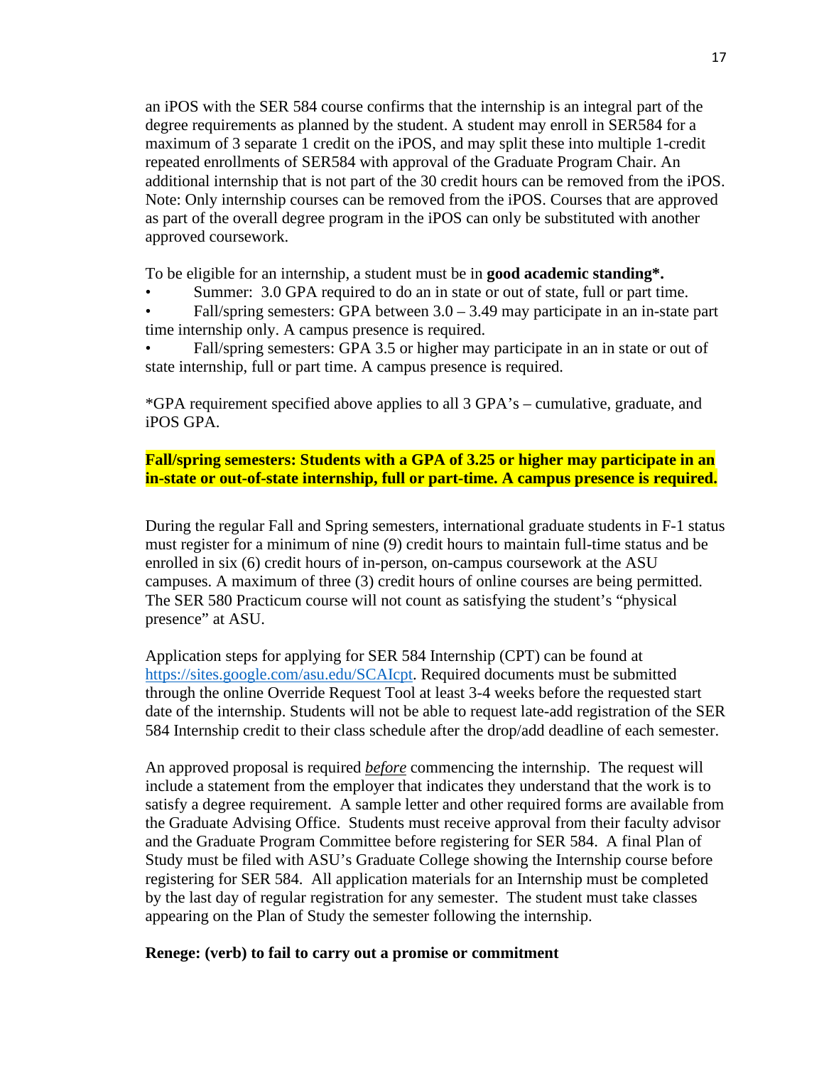an iPOS with the SER 584 course confirms that the internship is an integral part of the degree requirements as planned by the student. A student may enroll in SER584 for a maximum of 3 separate 1 credit on the iPOS, and may split these into multiple 1-credit repeated enrollments of SER584 with approval of the Graduate Program Chair. An additional internship that is not part of the 30 credit hours can be removed from the iPOS. Note: Only internship courses can be removed from the iPOS. Courses that are approved as part of the overall degree program in the iPOS can only be substituted with another approved coursework.

To be eligible for an internship, a student must be in **good academic standing*.**

- Summer: 3.0 GPA required to do an in state or out of state, full or part time.
- Fall/spring semesters: GPA between 3.0 – 3.49 may participate in an in-state part time internship only. A campus presence is required.
- Fall/spring semesters: GPA 3.5 or higher may participate in an in state or out of state internship, full or part time. A campus presence is required.

*GPA requirement specified above applies to all 3 GPA's – cumulative, graduate, and iPOS GPA.

**Fall/spring semesters: Students with a GPA of 3.25 or higher may participate in an in-state or out-of-state internship, full or part-time. A campus presence is required.**

During the regular Fall and Spring semesters, international graduate students in F-1 status must register for a minimum of nine (9) credit hours to maintain full-time status and be enrolled in six (6) credit hours of in-person, on-campus coursework at the ASU campuses. A maximum of three (3) credit hours of online courses are being permitted. The SER 580 Practicum course will not count as satisfying the student's "physical presence" at ASU.

Application steps for applying for SER 584 Internship (CPT) can be found at https://sites.google.com/asu.edu/SCAIcpt. Required documents must be submitted through the online Override Request Tool at least 3-4 weeks before the requested start date of the internship. Students will not be able to request late-add registration of the SER 584 Internship credit to their class schedule after the drop/add deadline of each semester.

An approved proposal is required *before* commencing the internship. The request will include a statement from the employer that indicates they understand that the work is to satisfy a degree requirement. A sample letter and other required forms are available from the Graduate Advising Office. Students must receive approval from their faculty advisor and the Graduate Program Committee before registering for SER 584. A final Plan of Study must be filed with ASU's Graduate College showing the Internship course before registering for SER 584. All application materials for an Internship must be completed by the last day of regular registration for any semester. The student must take classes appearing on the Plan of Study the semester following the internship.

**Renege: (verb) to fail to carry out a promise or commitment**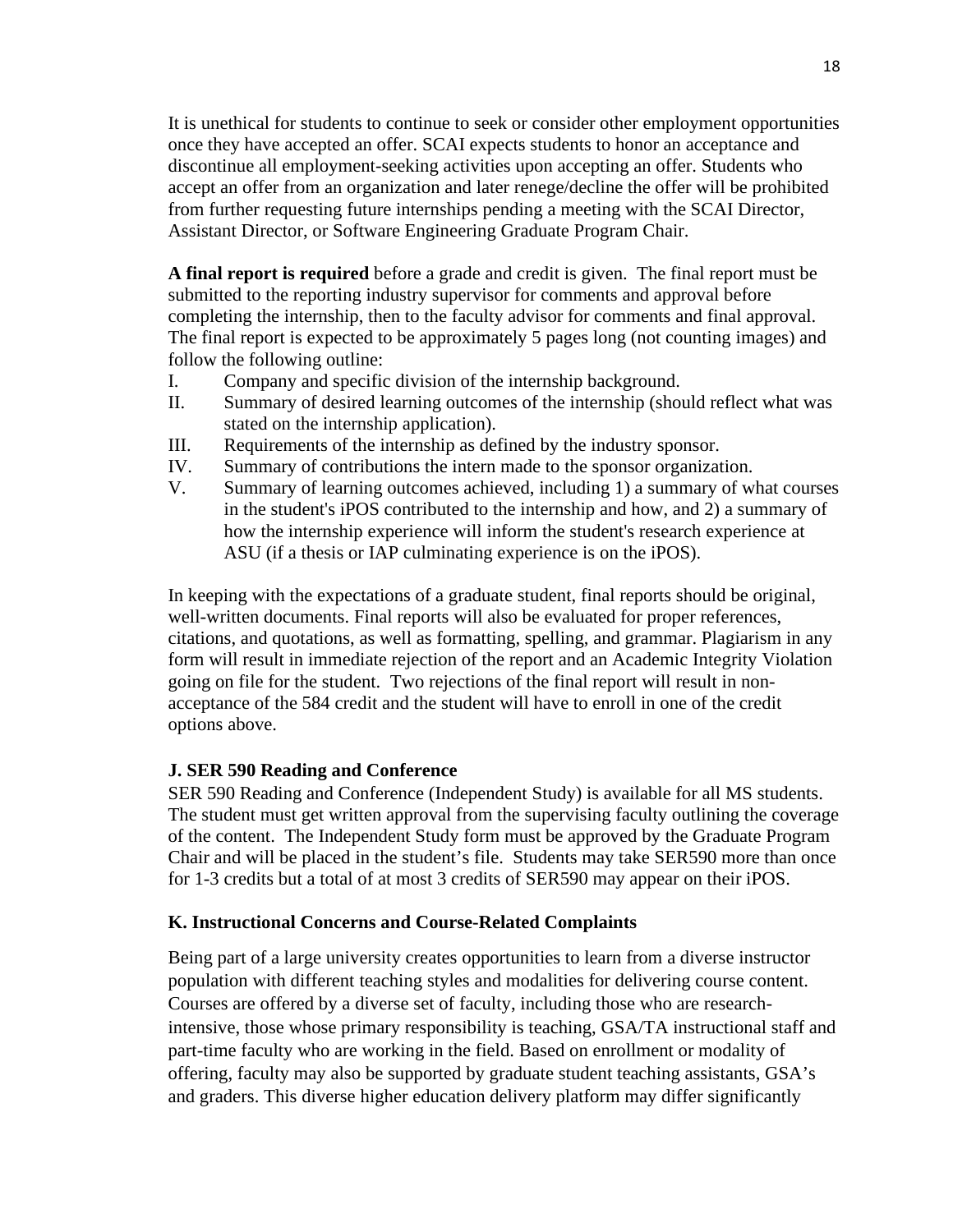It is unethical for students to continue to seek or consider other employment opportunities once they have accepted an offer. SCAI expects students to honor an acceptance and discontinue all employment-seeking activities upon accepting an offer. Students who accept an offer from an organization and later renege/decline the offer will be prohibited from further requesting future internships pending a meeting with the SCAI Director, Assistant Director, or Software Engineering Graduate Program Chair.

**A final report is required** before a grade and credit is given. The final report must be submitted to the reporting industry supervisor for comments and approval before completing the internship, then to the faculty advisor for comments and final approval. The final report is expected to be approximately 5 pages long (not counting images) and follow the following outline:

I. Company and specific division of the internship background.
II. Summary of desired learning outcomes of the internship (should reflect what was stated on the internship application).
III. Requirements of the internship as defined by the industry sponsor.
IV. Summary of contributions the intern made to the sponsor organization.
V. Summary of learning outcomes achieved, including 1) a summary of what courses in the student's iPOS contributed to the internship and how, and 2) a summary of how the internship experience will inform the student's research experience at ASU (if a thesis or IAP culminating experience is on the iPOS).

In keeping with the expectations of a graduate student, final reports should be original, well-written documents. Final reports will also be evaluated for proper references, citations, and quotations, as well as formatting, spelling, and grammar. Plagiarism in any form will result in immediate rejection of the report and an Academic Integrity Violation going on file for the student. Two rejections of the final report will result in non-acceptance of the 584 credit and the student will have to enroll in one of the credit options above.

### J. SER 590 Reading and Conference

SER 590 Reading and Conference (Independent Study) is available for all MS students. The student must get written approval from the supervising faculty outlining the coverage of the content. The Independent Study form must be approved by the Graduate Program Chair and will be placed in the student's file. Students may take SER590 more than once for 1-3 credits but a total of at most 3 credits of SER590 may appear on their iPOS.

### K. Instructional Concerns and Course-Related Complaints

Being part of a large university creates opportunities to learn from a diverse instructor population with different teaching styles and modalities for delivering course content. Courses are offered by a diverse set of faculty, including those who are research-intensive, those whose primary responsibility is teaching, GSA/TA instructional staff and part-time faculty who are working in the field. Based on enrollment or modality of offering, faculty may also be supported by graduate student teaching assistants, GSA's and graders. This diverse higher education delivery platform may differ significantly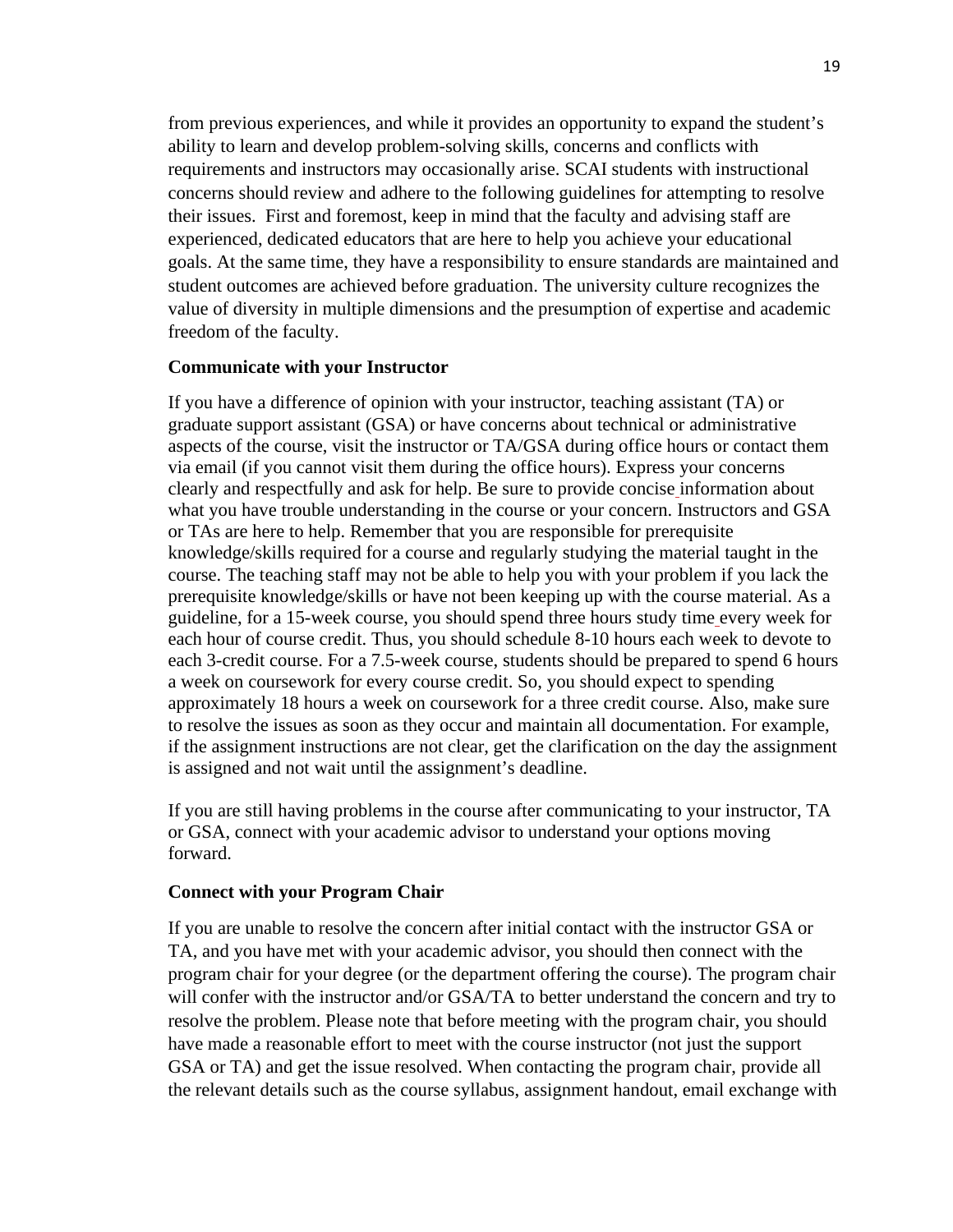from previous experiences, and while it provides an opportunity to expand the student's ability to learn and develop problem-solving skills, concerns and conflicts with requirements and instructors may occasionally arise. SCAI students with instructional concerns should review and adhere to the following guidelines for attempting to resolve their issues. First and foremost, keep in mind that the faculty and advising staff are experienced, dedicated educators that are here to help you achieve your educational goals. At the same time, they have a responsibility to ensure standards are maintained and student outcomes are achieved before graduation. The university culture recognizes the value of diversity in multiple dimensions and the presumption of expertise and academic freedom of the faculty.

**Communicate with your Instructor**

If you have a difference of opinion with your instructor, teaching assistant (TA) or graduate support assistant (GSA) or have concerns about technical or administrative aspects of the course, visit the instructor or TA/GSA during office hours or contact them via email (if you cannot visit them during the office hours). Express your concerns clearly and respectfully and ask for help. Be sure to provide concise information about what you have trouble understanding in the course or your concern. Instructors and GSA or TAs are here to help. Remember that you are responsible for prerequisite knowledge/skills required for a course and regularly studying the material taught in the course. The teaching staff may not be able to help you with your problem if you lack the prerequisite knowledge/skills or have not been keeping up with the course material. As a guideline, for a 15-week course, you should spend three hours study time every week for each hour of course credit. Thus, you should schedule 8-10 hours each week to devote to each 3-credit course. For a 7.5-week course, students should be prepared to spend 6 hours a week on coursework for every course credit. So, you should expect to spending approximately 18 hours a week on coursework for a three credit course. Also, make sure to resolve the issues as soon as they occur and maintain all documentation. For example, if the assignment instructions are not clear, get the clarification on the day the assignment is assigned and not wait until the assignment's deadline.

If you are still having problems in the course after communicating to your instructor, TA or GSA, connect with your academic advisor to understand your options moving forward.

**Connect with your Program Chair**

If you are unable to resolve the concern after initial contact with the instructor GSA or TA, and you have met with your academic advisor, you should then connect with the program chair for your degree (or the department offering the course). The program chair will confer with the instructor and/or GSA/TA to better understand the concern and try to resolve the problem. Please note that before meeting with the program chair, you should have made a reasonable effort to meet with the course instructor (not just the support GSA or TA) and get the issue resolved. When contacting the program chair, provide all the relevant details such as the course syllabus, assignment handout, email exchange with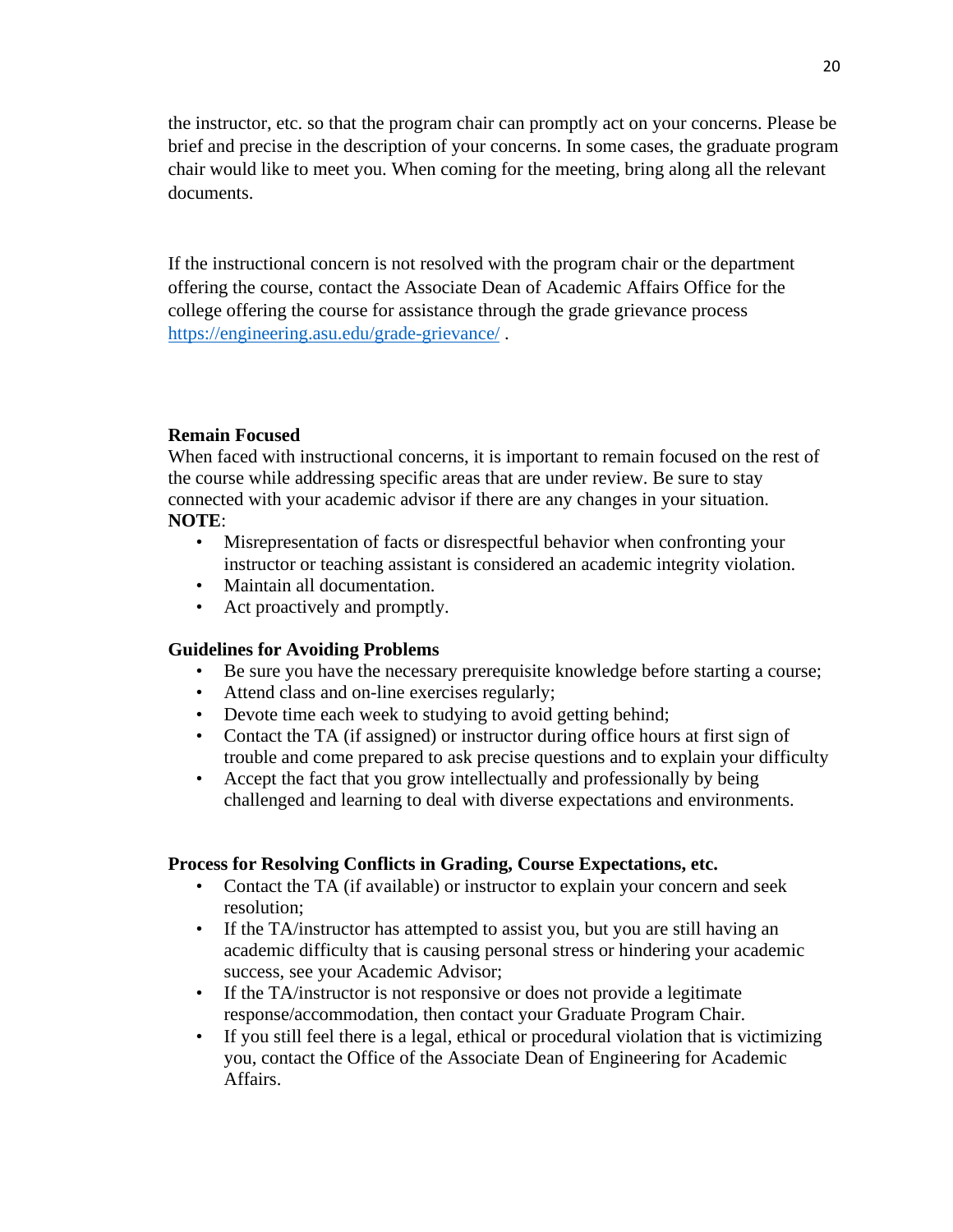the instructor, etc. so that the program chair can promptly act on your concerns. Please be brief and precise in the description of your concerns. In some cases, the graduate program chair would like to meet you. When coming for the meeting, bring along all the relevant documents.

If the instructional concern is not resolved with the program chair or the department offering the course, contact the Associate Dean of Academic Affairs Office for the college offering the course for assistance through the grade grievance process [https://engineering.asu.edu/grade-grievance/](https://engineering.asu.edu/grade-grievance/) .

**Remain Focused**

When faced with instructional concerns, it is important to remain focused on the rest of the course while addressing specific areas that are under review. Be sure to stay connected with your academic advisor if there are any changes in your situation.

**NOTE**:

- Misrepresentation of facts or disrespectful behavior when confronting your instructor or teaching assistant is considered an academic integrity violation.
- Maintain all documentation.
- Act proactively and promptly.

**Guidelines for Avoiding Problems**

- Be sure you have the necessary prerequisite knowledge before starting a course;
- Attend class and on-line exercises regularly;
- Devote time each week to studying to avoid getting behind;
- Contact the TA (if assigned) or instructor during office hours at first sign of trouble and come prepared to ask precise questions and to explain your difficulty
- Accept the fact that you grow intellectually and professionally by being challenged and learning to deal with diverse expectations and environments.

**Process for Resolving Conflicts in Grading, Course Expectations, etc.**

- Contact the TA (if available) or instructor to explain your concern and seek resolution;
- If the TA/instructor has attempted to assist you, but you are still having an academic difficulty that is causing personal stress or hindering your academic success, see your Academic Advisor;
- If the TA/instructor is not responsive or does not provide a legitimate response/accommodation, then contact your Graduate Program Chair.
- If you still feel there is a legal, ethical or procedural violation that is victimizing you, contact the Office of the Associate Dean of Engineering for Academic Affairs.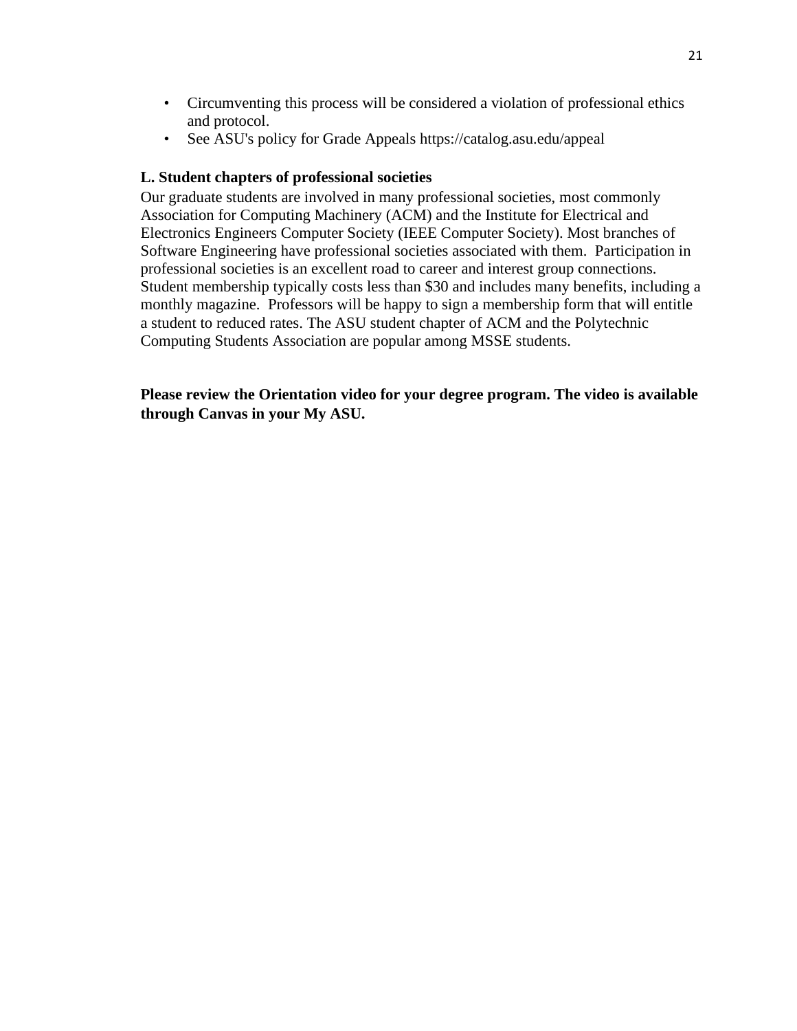- Circumventing this process will be considered a violation of professional ethics and protocol.
- See ASU's policy for Grade Appeals https://catalog.asu.edu/appeal

**L. Student chapters of professional societies**

Our graduate students are involved in many professional societies, most commonly Association for Computing Machinery (ACM) and the Institute for Electrical and Electronics Engineers Computer Society (IEEE Computer Society). Most branches of Software Engineering have professional societies associated with them. Participation in professional societies is an excellent road to career and interest group connections. Student membership typically costs less than $30 and includes many benefits, including a monthly magazine. Professors will be happy to sign a membership form that will entitle a student to reduced rates. The ASU student chapter of ACM and the Polytechnic Computing Students Association are popular among MSSE students.

**Please review the Orientation video for your degree program. The video is available through Canvas in your My ASU.**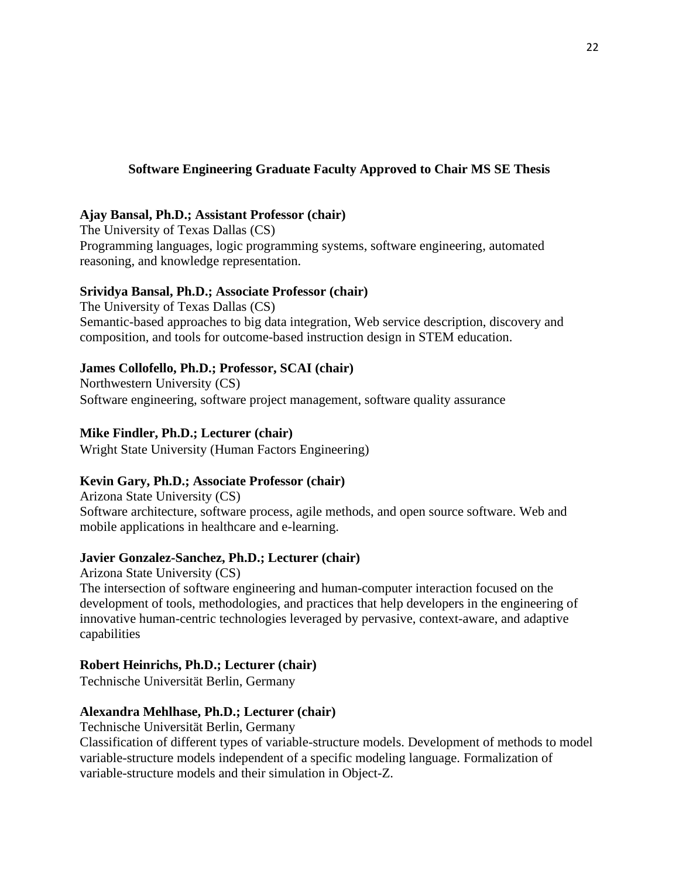## Software Engineering Graduate Faculty Approved to Chair MS SE Thesis

**Ajay Bansal, Ph.D.; Assistant Professor (chair)**
The University of Texas Dallas (CS)
Programming languages, logic programming systems, software engineering, automated reasoning, and knowledge representation.

**Srividya Bansal, Ph.D.; Associate Professor (chair)**
The University of Texas Dallas (CS)
Semantic-based approaches to big data integration, Web service description, discovery and composition, and tools for outcome-based instruction design in STEM education.

**James Collofello, Ph.D.; Professor, SCAI (chair)**
Northwestern University (CS)
Software engineering, software project management, software quality assurance

**Mike Findler, Ph.D.; Lecturer (chair)**
Wright State University (Human Factors Engineering)

**Kevin Gary, Ph.D.; Associate Professor (chair)**
Arizona State University (CS)
Software architecture, software process, agile methods, and open source software. Web and mobile applications in healthcare and e-learning.

**Javier Gonzalez-Sanchez, Ph.D.; Lecturer (chair)**
Arizona State University (CS)
The intersection of software engineering and human-computer interaction focused on the development of tools, methodologies, and practices that help developers in the engineering of innovative human-centric technologies leveraged by pervasive, context-aware, and adaptive capabilities

**Robert Heinrichs, Ph.D.; Lecturer (chair)**
Technische Universität Berlin, Germany

**Alexandra Mehlhase, Ph.D.; Lecturer (chair)**
Technische Universität Berlin, Germany
Classification of different types of variable-structure models. Development of methods to model variable-structure models independent of a specific modeling language. Formalization of variable-structure models and their simulation in Object-Z.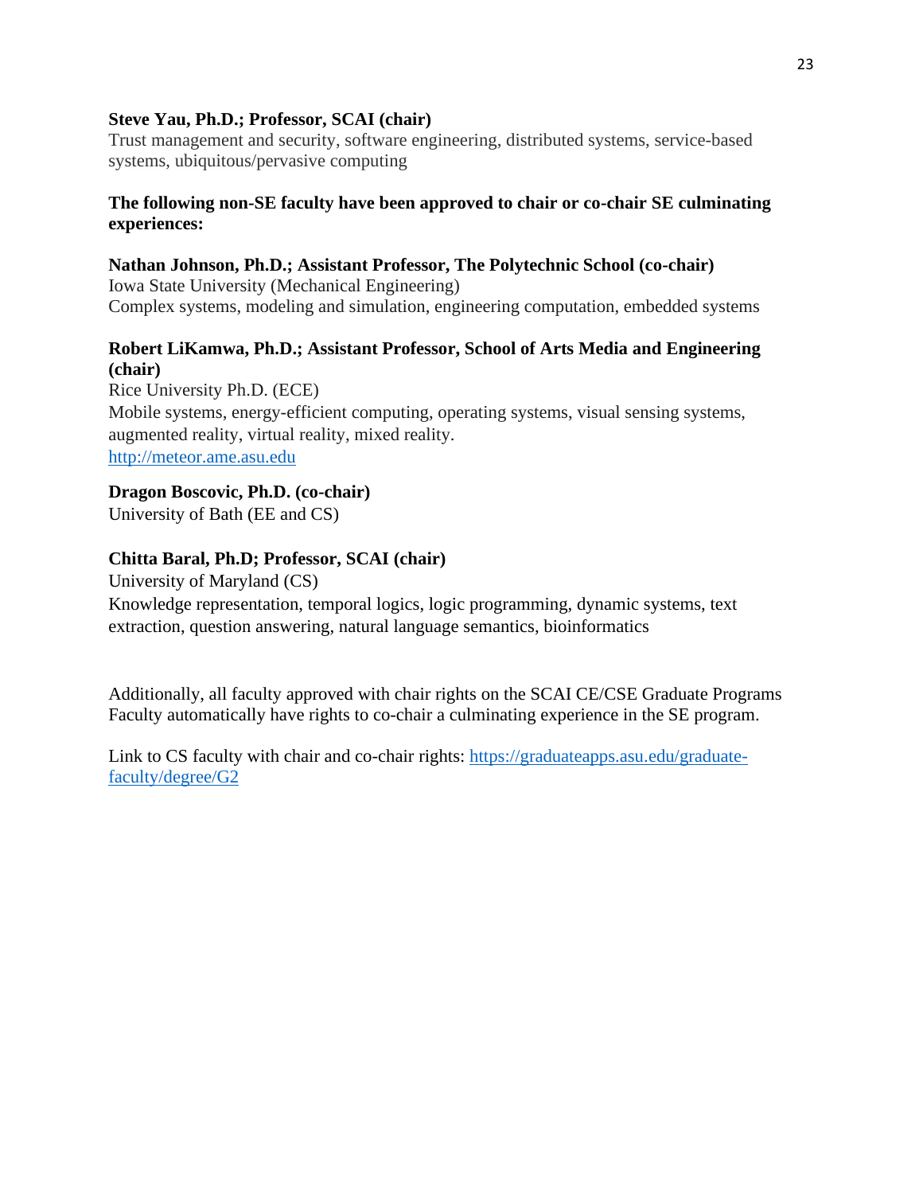**Steve Yau, Ph.D.; Professor, SCAI (chair)**
Trust management and security, software engineering, distributed systems, service-based systems, ubiquitous/pervasive computing

**The following non-SE faculty have been approved to chair or co-chair SE culminating experiences:**

**Nathan Johnson, Ph.D.; Assistant Professor, The Polytechnic School (co-chair)**
Iowa State University (Mechanical Engineering)
Complex systems, modeling and simulation, engineering computation, embedded systems

**Robert LiKamwa, Ph.D.; Assistant Professor, School of Arts Media and Engineering (chair)**
Rice University Ph.D. (ECE)
Mobile systems, energy-efficient computing, operating systems, visual sensing systems, augmented reality, virtual reality, mixed reality.
[http://meteor.ame.asu.edu](http://meteor.ame.asu.edu)

**Dragon Boscovic, Ph.D. (co-chair)**
University of Bath (EE and CS)

**Chitta Baral, Ph.D; Professor, SCAI (chair)**
University of Maryland (CS)
Knowledge representation, temporal logics, logic programming, dynamic systems, text extraction, question answering, natural language semantics, bioinformatics

Additionally, all faculty approved with chair rights on the SCAI CE/CSE Graduate Programs Faculty automatically have rights to co-chair a culminating experience in the SE program.

Link to CS faculty with chair and co-chair rights: [https://graduateapps.asu.edu/graduate-faculty/degree/G2](https://graduateapps.asu.edu/graduate-faculty/degree/G2)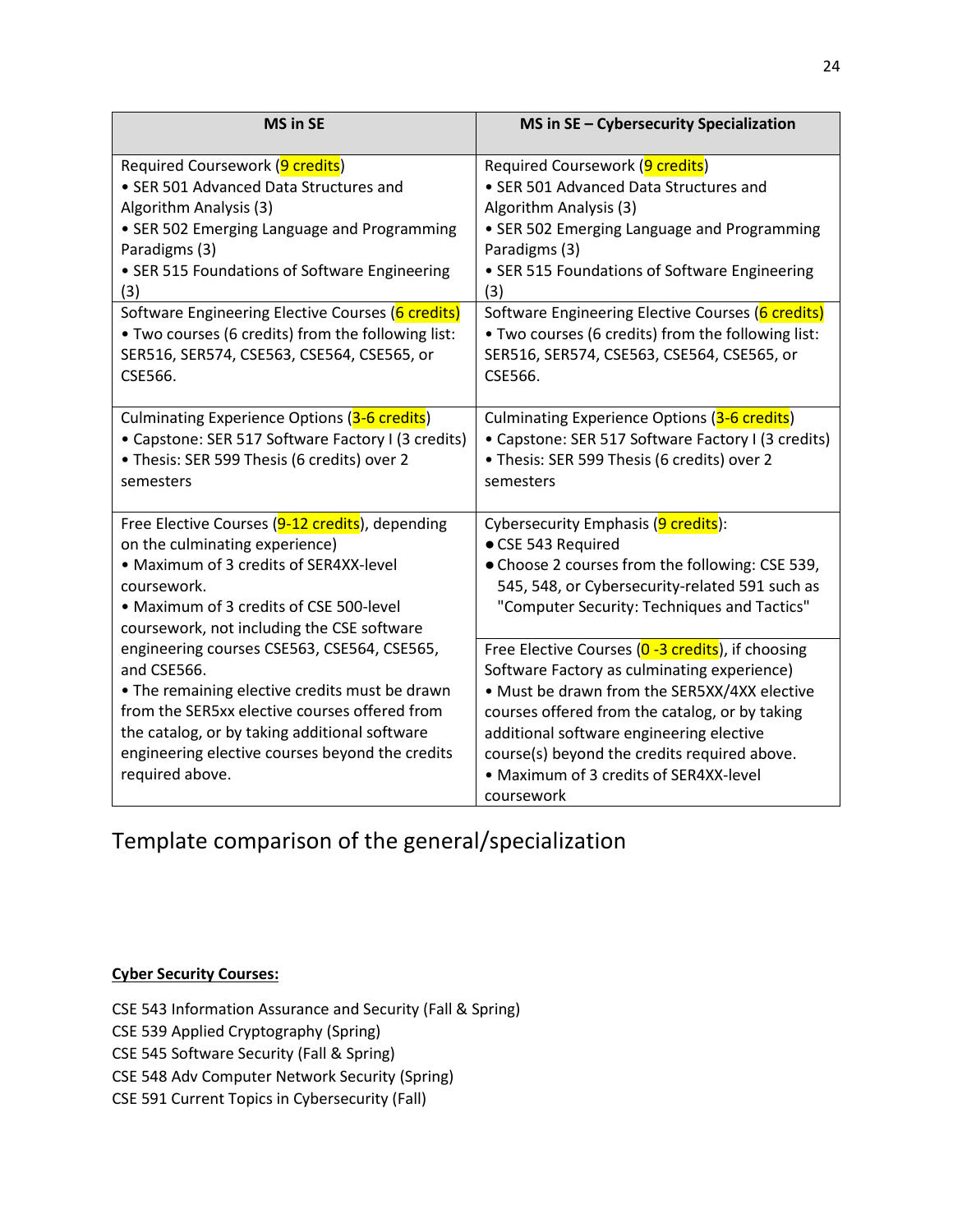| MS in SE | MS in SE – Cybersecurity Specialization |
|---|---|
| Required Coursework (9 credits)<br>• SER 501 Advanced Data Structures and Algorithm Analysis (3)<br>• SER 502 Emerging Language and Programming Paradigms (3)<br>• SER 515 Foundations of Software Engineering (3) | Required Coursework (9 credits)<br>• SER 501 Advanced Data Structures and Algorithm Analysis (3)<br>• SER 502 Emerging Language and Programming Paradigms (3)<br>• SER 515 Foundations of Software Engineering (3) |
| Software Engineering Elective Courses (6 credits)<br>• Two courses (6 credits) from the following list: SER516, SER574, CSE563, CSE564, CSE565, or CSE566. | Software Engineering Elective Courses (6 credits)<br>• Two courses (6 credits) from the following list: SER516, SER574, CSE563, CSE564, CSE565, or CSE566. |
| Culminating Experience Options (3-6 credits)<br>• Capstone: SER 517 Software Factory I (3 credits)<br>• Thesis: SER 599 Thesis (6 credits) over 2 semesters | Culminating Experience Options (3-6 credits)<br>• Capstone: SER 517 Software Factory I (3 credits)<br>• Thesis: SER 599 Thesis (6 credits) over 2 semesters |
| Free Elective Courses (9-12 credits), depending on the culminating experience)<br>• Maximum of 3 credits of SER4XX-level coursework.<br>• Maximum of 3 credits of CSE 500-level coursework, not including the CSE software engineering courses CSE563, CSE564, CSE565, and CSE566.<br>• The remaining elective credits must be drawn from the SER5xx elective courses offered from the catalog, or by taking additional software engineering elective courses beyond the credits required above. | Cybersecurity Emphasis (9 credits):<br>● CSE 543 Required<br>● Choose 2 courses from the following: CSE 539, 545, 548, or Cybersecurity-related 591 such as "Computer Security: Techniques and Tactics"<br><br>Free Elective Courses (0 -3 credits), if choosing Software Factory as culminating experience)<br>• Must be drawn from the SER5XX/4XX elective courses offered from the catalog, or by taking additional software engineering elective course(s) beyond the credits required above.<br>• Maximum of 3 credits of SER4XX-level coursework |

## Template comparison of the general/specialization

**Cyber Security Courses:**

CSE 543 Information Assurance and Security (Fall & Spring)
CSE 539 Applied Cryptography (Spring)
CSE 545 Software Security (Fall & Spring)
CSE 548 Adv Computer Network Security (Spring)
CSE 591 Current Topics in Cybersecurity (Fall)